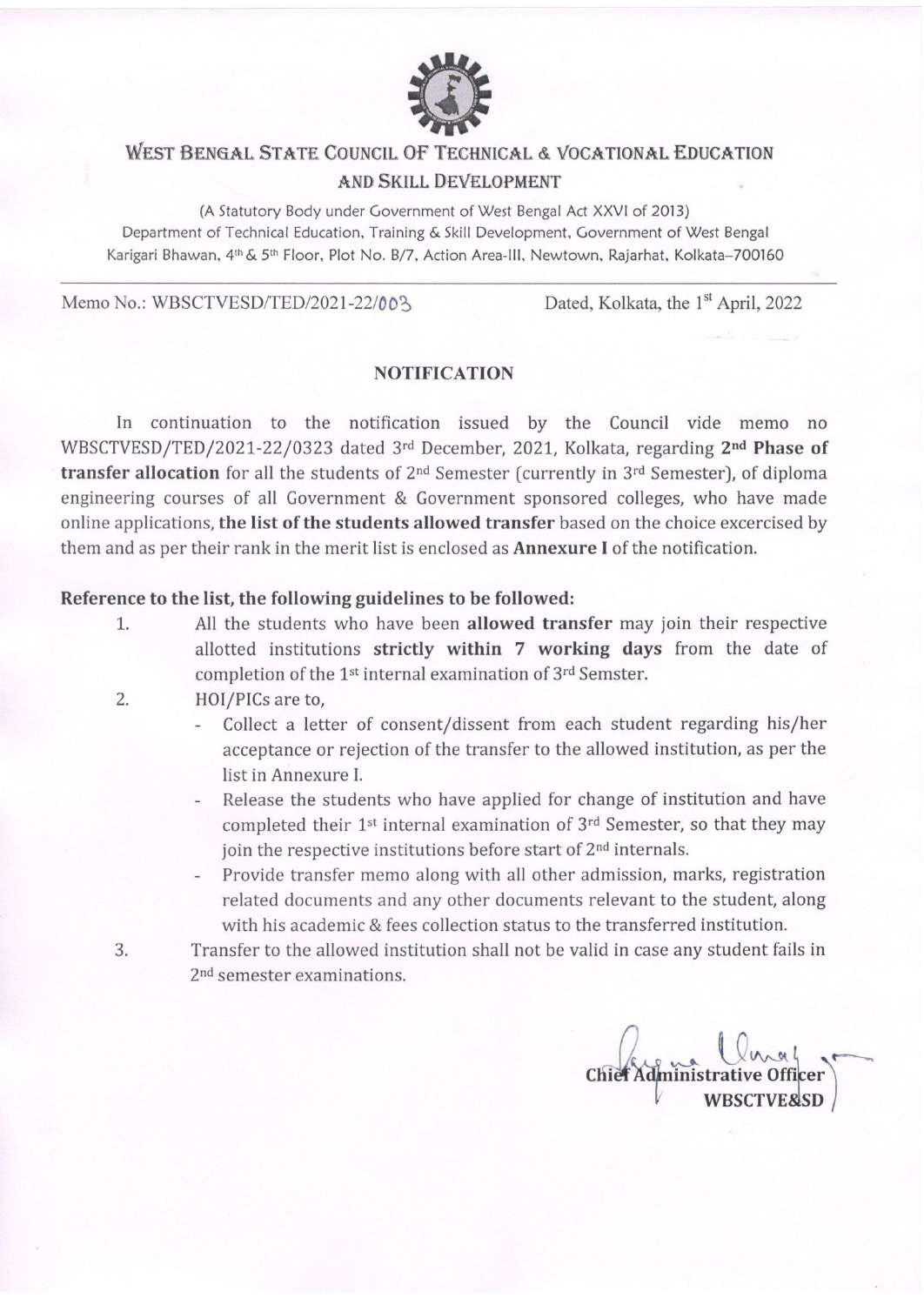# WEST BENGAL STATE COUNCIL OF TECHNICAL & VOCATIONAL EDUCATION AND SKILL DEVELOPMENT

(A Statutory Body under Government of West Bengal Act XXVI of 2013)
Department of Technical Education, Training & Skill Development, Government of West Bengal
Karigari Bhawan, 4th & 5th Floor, Plot No. B/7, Action Area-III, Newtown, Rajarhat, Kolkata–700160

---

Memo No.: WBSCTVESD/TED/2021-22/003 Dated, Kolkata, the 1st April, 2022

## NOTIFICATION

In continuation to the notification issued by the Council vide memo no WBSCTVESD/TED/2021-22/0323 dated 3rd December, 2021, Kolkata, regarding **2nd Phase of transfer allocation** for all the students of 2nd Semester (currently in 3rd Semester), of diploma engineering courses of all Government & Government sponsored colleges, who have made online applications, **the list of the students allowed transfer** based on the choice excercised by them and as per their rank in the merit list is enclosed as **Annexure I** of the notification.

**Reference to the list, the following guidelines to be followed:**

1. All the students who have been **allowed transfer** may join their respective allotted institutions **strictly within 7 working days** from the date of completion of the 1st internal examination of 3rd Semster.
2. HOI/PICs are to,
   - Collect a letter of consent/dissent from each student regarding his/her acceptance or rejection of the transfer to the allowed institution, as per the list in Annexure I.
   - Release the students who have applied for change of institution and have completed their 1st internal examination of 3rd Semester, so that they may join the respective institutions before start of 2nd internals.
   - Provide transfer memo along with all other admission, marks, registration related documents and any other documents relevant to the student, along with his academic & fees collection status to the transferred institution.
3. Transfer to the allowed institution shall not be valid in case any student fails in 2nd semester examinations.

Chief Administrative Officer
WBSCTVE&SD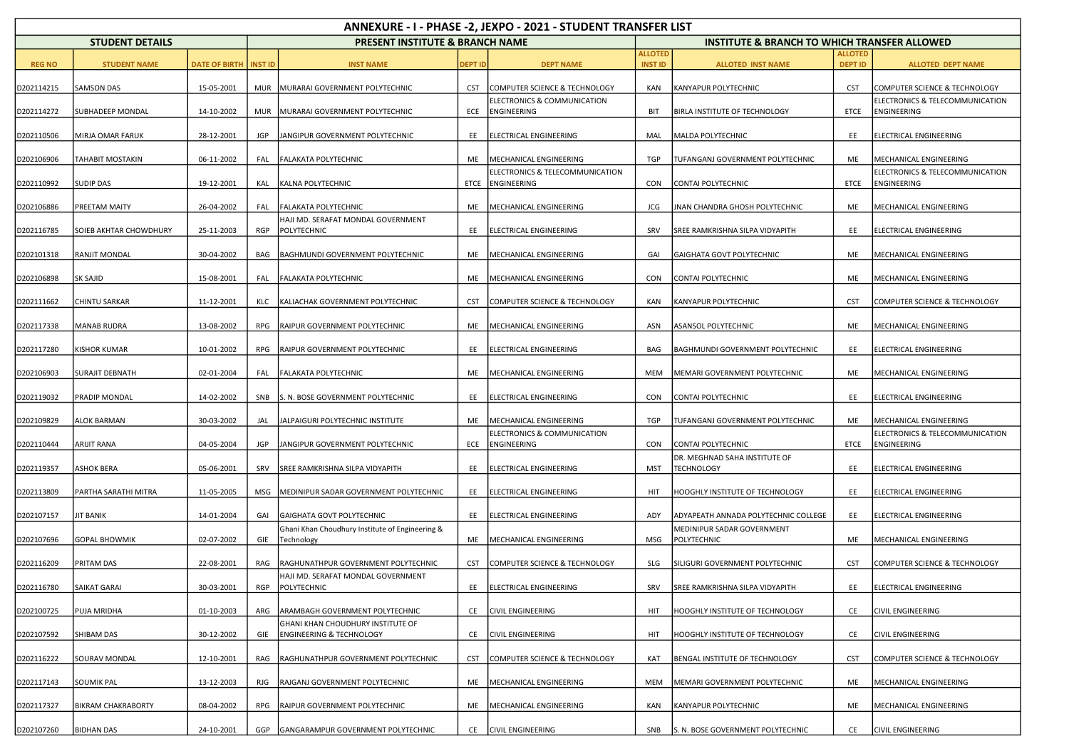# ANNEXURE - I - PHASE -2, JEXPO - 2021 - STUDENT TRANSFER LIST

| STUDENT DETAILS | | | PRESENT INSTITUTE & BRANCH NAME | | | | INSTITUTE & BRANCH TO WHICH TRANSFER ALLOWED | | | |
|---|---|---|---|---|---|---|---|---|---|---|
| REG NO | STUDENT NAME | DATE OF BIRTH | INST ID | INST NAME | DEPT ID | DEPT NAME | ALLOTED INST ID | ALLOTED INST NAME | ALLOTED DEPT ID | ALLOTED DEPT NAME |
| D202114215 | SAMSON DAS | 15-05-2001 | MUR | MURARAI GOVERNMENT POLYTECHNIC | CST | COMPUTER SCIENCE & TECHNOLOGY | KAN | KANYAPUR POLYTECHNIC | CST | COMPUTER SCIENCE & TECHNOLOGY |
| D202114272 | SUBHADEEP MONDAL | 14-10-2002 | MUR | MURARAI GOVERNMENT POLYTECHNIC | ECE | ELECTRONICS & COMMUNICATION ENGINEERING | BIT | BIRLA INSTITUTE OF TECHNOLOGY | ETCE | ELECTRONICS & TELECOMMUNICATION ENGINEERING |
| D202110506 | MIRJA OMAR FARUK | 28-12-2001 | JGP | JANGIPUR GOVERNMENT POLYTECHNIC | EE | ELECTRICAL ENGINEERING | MAL | MALDA POLYTECHNIC | EE | ELECTRICAL ENGINEERING |
| D202106906 | TAHABIT MOSTAKIN | 06-11-2002 | FAL | FALAKATA POLYTECHNIC | ME | MECHANICAL ENGINEERING | TGP | TUFANGANJ GOVERNMENT POLYTECHNIC | ME | MECHANICAL ENGINEERING |
| D202110992 | SUDIP DAS | 19-12-2001 | KAL | KALNA POLYTECHNIC | ETCE | ELECTRONICS & TELECOMMUNICATION ENGINEERING | CON | CONTAI POLYTECHNIC | ETCE | ELECTRONICS & TELECOMMUNICATION ENGINEERING |
| D202106886 | PREETAM MAITY | 26-04-2002 | FAL | FALAKATA POLYTECHNIC | ME | MECHANICAL ENGINEERING | JCG | JNAN CHANDRA GHOSH POLYTECHNIC | ME | MECHANICAL ENGINEERING |
| D202116785 | SOIEB AKHTAR CHOWDHURY | 25-11-2003 | RGP | HAJI MD. SERAFAT MONDAL GOVERNMENT POLYTECHNIC | EE | ELECTRICAL ENGINEERING | SRV | SREE RAMKRISHNA SILPA VIDYAPITH | EE | ELECTRICAL ENGINEERING |
| D202101318 | RANJIT MONDAL | 30-04-2002 | BAG | BAGHMUNDI GOVERNMENT POLYTECHNIC | ME | MECHANICAL ENGINEERING | GAI | GAIGHATA GOVT POLYTECHNIC | ME | MECHANICAL ENGINEERING |
| D202106898 | SK SAJID | 15-08-2001 | FAL | FALAKATA POLYTECHNIC | ME | MECHANICAL ENGINEERING | CON | CONTAI POLYTECHNIC | ME | MECHANICAL ENGINEERING |
| D202111662 | CHINTU SARKAR | 11-12-2001 | KLC | KALIACHAK GOVERNMENT POLYTECHNIC | CST | COMPUTER SCIENCE & TECHNOLOGY | KAN | KANYAPUR POLYTECHNIC | CST | COMPUTER SCIENCE & TECHNOLOGY |
| D202117338 | MANAB RUDRA | 13-08-2002 | RPG | RAIPUR GOVERNMENT POLYTECHNIC | ME | MECHANICAL ENGINEERING | ASN | ASANSOL POLYTECHNIC | ME | MECHANICAL ENGINEERING |
| D202117280 | KISHOR KUMAR | 10-01-2002 | RPG | RAIPUR GOVERNMENT POLYTECHNIC | EE | ELECTRICAL ENGINEERING | BAG | BAGHMUNDI GOVERNMENT POLYTECHNIC | EE | ELECTRICAL ENGINEERING |
| D202106903 | SURAJIT DEBNATH | 02-01-2004 | FAL | FALAKATA POLYTECHNIC | ME | MECHANICAL ENGINEERING | MEM | MEMARI GOVERNMENT POLYTECHNIC | ME | MECHANICAL ENGINEERING |
| D202119032 | PRADIP MONDAL | 14-02-2002 | SNB | S. N. BOSE GOVERNMENT POLYTECHNIC | EE | ELECTRICAL ENGINEERING | CON | CONTAI POLYTECHNIC | EE | ELECTRICAL ENGINEERING |
| D202109829 | ALOK BARMAN | 30-03-2002 | JAL | JALPAIGURI POLYTECHNIC INSTITUTE | ME | MECHANICAL ENGINEERING | TGP | TUFANGANJ GOVERNMENT POLYTECHNIC | ME | MECHANICAL ENGINEERING |
| D202110444 | ARIJIT RANA | 04-05-2004 | JGP | JANGIPUR GOVERNMENT POLYTECHNIC | ECE | ELECTRONICS & COMMUNICATION ENGINEERING | CON | CONTAI POLYTECHNIC | ETCE | ELECTRONICS & TELECOMMUNICATION ENGINEERING |
| D202119357 | ASHOK BERA | 05-06-2001 | SRV | SREE RAMKRISHNA SILPA VIDYAPITH | EE | ELECTRICAL ENGINEERING | MST | DR. MEGHNAD SAHA INSTITUTE OF TECHNOLOGY | EE | ELECTRICAL ENGINEERING |
| D202113809 | PARTHA SARATHI MITRA | 11-05-2005 | MSG | MEDINIPUR SADAR GOVERNMENT POLYTECHNIC | EE | ELECTRICAL ENGINEERING | HIT | HOOGHLY INSTITUTE OF TECHNOLOGY | EE | ELECTRICAL ENGINEERING |
| D202107157 | JIT BANIK | 14-01-2004 | GAI | GAIGHATA GOVT POLYTECHNIC | EE | ELECTRICAL ENGINEERING | ADY | ADYAPEATH ANNADA POLYTECHNIC COLLEGE | EE | ELECTRICAL ENGINEERING |
| D202107696 | GOPAL BHOWMIK | 02-07-2002 | GIE | Ghani Khan Choudhury Institute of Engineering & Technology | ME | MECHANICAL ENGINEERING | MSG | MEDINIPUR SADAR GOVERNMENT POLYTECHNIC | ME | MECHANICAL ENGINEERING |
| D202116209 | PRITAM DAS | 22-08-2001 | RAG | RAGHUNATHPUR GOVERNMENT POLYTECHNIC | CST | COMPUTER SCIENCE & TECHNOLOGY | SLG | SILIGURI GOVERNMENT POLYTECHNIC | CST | COMPUTER SCIENCE & TECHNOLOGY |
| D202116780 | SAIKAT GARAI | 30-03-2001 | RGP | HAJI MD. SERAFAT MONDAL GOVERNMENT POLYTECHNIC | EE | ELECTRICAL ENGINEERING | SRV | SREE RAMKRISHNA SILPA VIDYAPITH | EE | ELECTRICAL ENGINEERING |
| D202100725 | PUJA MRIDHA | 01-10-2003 | ARG | ARAMBAGH GOVERNMENT POLYTECHNIC | CE | CIVIL ENGINEERING | HIT | HOOGHLY INSTITUTE OF TECHNOLOGY | CE | CIVIL ENGINEERING |
| D202107592 | SHIBAM DAS | 30-12-2002 | GIE | GHANI KHAN CHOUDHURY INSTITUTE OF ENGINEERING & TECHNOLOGY | CE | CIVIL ENGINEERING | HIT | HOOGHLY INSTITUTE OF TECHNOLOGY | CE | CIVIL ENGINEERING |
| D202116222 | SOURAV MONDAL | 12-10-2001 | RAG | RAGHUNATHPUR GOVERNMENT POLYTECHNIC | CST | COMPUTER SCIENCE & TECHNOLOGY | KAT | BENGAL INSTITUTE OF TECHNOLOGY | CST | COMPUTER SCIENCE & TECHNOLOGY |
| D202117143 | SOUMIK PAL | 13-12-2003 | RJG | RAJGANJ GOVERNMENT POLYTECHNIC | ME | MECHANICAL ENGINEERING | MEM | MEMARI GOVERNMENT POLYTECHNIC | ME | MECHANICAL ENGINEERING |
| D202117327 | BIKRAM CHAKRABORTY | 08-04-2002 | RPG | RAIPUR GOVERNMENT POLYTECHNIC | ME | MECHANICAL ENGINEERING | KAN | KANYAPUR POLYTECHNIC | ME | MECHANICAL ENGINEERING |
| D202107260 | BIDHAN DAS | 24-10-2001 | GGP | GANGARAMPUR GOVERNMENT POLYTECHNIC | CE | CIVIL ENGINEERING | SNB | S. N. BOSE GOVERNMENT POLYTECHNIC | CE | CIVIL ENGINEERING |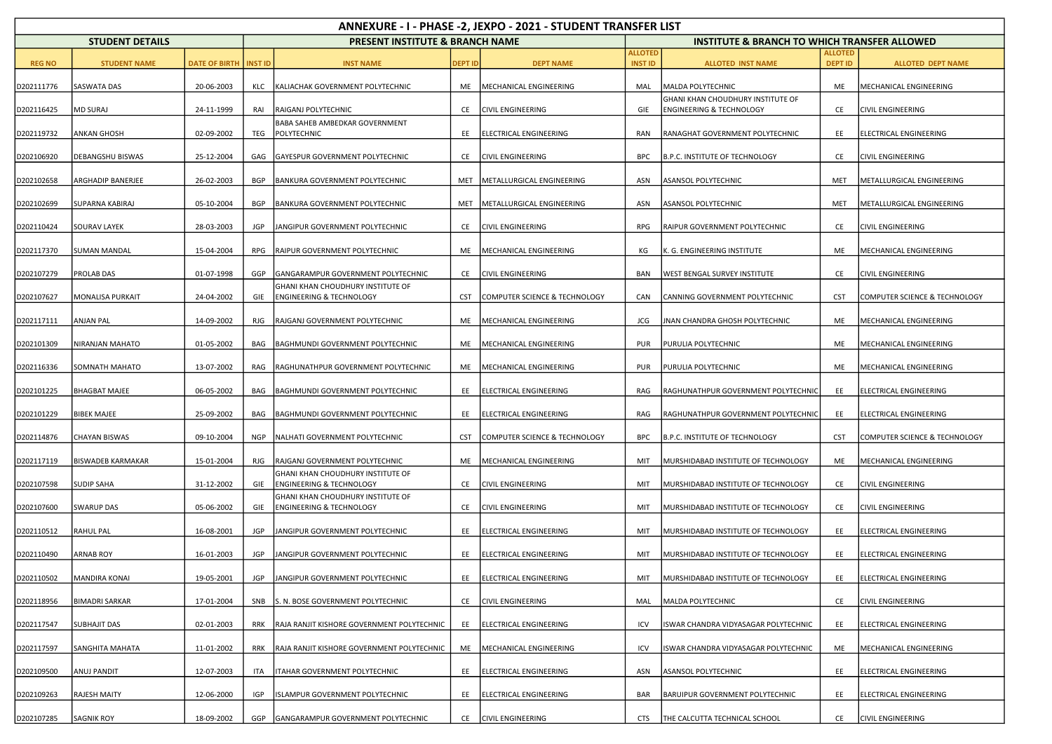# ANNEXURE - I - PHASE -2, JEXPO - 2021 - STUDENT TRANSFER LIST

| STUDENT DETAILS | | | PRESENT INSTITUTE & BRANCH NAME | | | | INSTITUTE & BRANCH TO WHICH TRANSFER ALLOWED | | | |
|---|---|---|---|---|---|---|---|---|---|---|
| REG NO | STUDENT NAME | DATE OF BIRTH | INST ID | INST NAME | DEPT ID | DEPT NAME | ALLOTED INST ID | ALLOTED INST NAME | ALLOTED DEPT ID | ALLOTED DEPT NAME |
| D202111776 | SASWATA DAS | 20-06-2003 | KLC | KALIACHAK GOVERNMENT POLYTECHNIC | ME | MECHANICAL ENGINEERING | MAL | MALDA POLYTECHNIC | ME | MECHANICAL ENGINEERING |
| D202116425 | MD SURAJ | 24-11-1999 | RAI | RAIGANJ POLYTECHNIC | CE | CIVIL ENGINEERING | GIE | GHANI KHAN CHOUDHURY INSTITUTE OF ENGINEERING & TECHNOLOGY | CE | CIVIL ENGINEERING |
| D202119732 | ANKAN GHOSH | 02-09-2002 | TEG | BABA SAHEB AMBEDKAR GOVERNMENT POLYTECHNIC | EE | ELECTRICAL ENGINEERING | RAN | RANAGHAT GOVERNMENT POLYTECHNIC | EE | ELECTRICAL ENGINEERING |
| D202106920 | DEBANGSHU BISWAS | 25-12-2004 | GAG | GAYESPUR GOVERNMENT POLYTECHNIC | CE | CIVIL ENGINEERING | BPC | B.P.C. INSTITUTE OF TECHNOLOGY | CE | CIVIL ENGINEERING |
| D202102658 | ARGHADIP BANERJEE | 26-02-2003 | BGP | BANKURA GOVERNMENT POLYTECHNIC | MET | METALLURGICAL ENGINEERING | ASN | ASANSOL POLYTECHNIC | MET | METALLURGICAL ENGINEERING |
| D202102699 | SUPARNA KABIRAJ | 05-10-2004 | BGP | BANKURA GOVERNMENT POLYTECHNIC | MET | METALLURGICAL ENGINEERING | ASN | ASANSOL POLYTECHNIC | MET | METALLURGICAL ENGINEERING |
| D202110424 | SOURAV LAYEK | 28-03-2003 | JGP | JANGIPUR GOVERNMENT POLYTECHNIC | CE | CIVIL ENGINEERING | RPG | RAIPUR GOVERNMENT POLYTECHNIC | CE | CIVIL ENGINEERING |
| D202117370 | SUMAN MANDAL | 15-04-2004 | RPG | RAIPUR GOVERNMENT POLYTECHNIC | ME | MECHANICAL ENGINEERING | KG | K. G. ENGINEERING INSTITUTE | ME | MECHANICAL ENGINEERING |
| D202107279 | PROLAB DAS | 01-07-1998 | GGP | GANGARAMPUR GOVERNMENT POLYTECHNIC | CE | CIVIL ENGINEERING | BAN | WEST BENGAL SURVEY INSTITUTE | CE | CIVIL ENGINEERING |
| D202107627 | MONALISA PURKAIT | 24-04-2002 | GIE | GHANI KHAN CHOUDHURY INSTITUTE OF ENGINEERING & TECHNOLOGY | CST | COMPUTER SCIENCE & TECHNOLOGY | CAN | CANNING GOVERNMENT POLYTECHNIC | CST | COMPUTER SCIENCE & TECHNOLOGY |
| D202117111 | ANJAN PAL | 14-09-2002 | RJG | RAJGANJ GOVERNMENT POLYTECHNIC | ME | MECHANICAL ENGINEERING | JCG | JNAN CHANDRA GHOSH POLYTECHNIC | ME | MECHANICAL ENGINEERING |
| D202101309 | NIRANJAN MAHATO | 01-05-2002 | BAG | BAGHMUNDI GOVERNMENT POLYTECHNIC | ME | MECHANICAL ENGINEERING | PUR | PURULIA POLYTECHNIC | ME | MECHANICAL ENGINEERING |
| D202116336 | SOMNATH MAHATO | 13-07-2002 | RAG | RAGHUNATHPUR GOVERNMENT POLYTECHNIC | ME | MECHANICAL ENGINEERING | PUR | PURULIA POLYTECHNIC | ME | MECHANICAL ENGINEERING |
| D202101225 | BHAGBAT MAJEE | 06-05-2002 | BAG | BAGHMUNDI GOVERNMENT POLYTECHNIC | EE | ELECTRICAL ENGINEERING | RAG | RAGHUNATHPUR GOVERNMENT POLYTECHNIC | EE | ELECTRICAL ENGINEERING |
| D202101229 | BIBEK MAJEE | 25-09-2002 | BAG | BAGHMUNDI GOVERNMENT POLYTECHNIC | EE | ELECTRICAL ENGINEERING | RAG | RAGHUNATHPUR GOVERNMENT POLYTECHNIC | EE | ELECTRICAL ENGINEERING |
| D202114876 | CHAYAN BISWAS | 09-10-2004 | NGP | NALHATI GOVERNMENT POLYTECHNIC | CST | COMPUTER SCIENCE & TECHNOLOGY | BPC | B.P.C. INSTITUTE OF TECHNOLOGY | CST | COMPUTER SCIENCE & TECHNOLOGY |
| D202117119 | BISWADEB KARMAKAR | 15-01-2004 | RJG | RAJGANJ GOVERNMENT POLYTECHNIC | ME | MECHANICAL ENGINEERING | MIT | MURSHIDABAD INSTITUTE OF TECHNOLOGY | ME | MECHANICAL ENGINEERING |
| D202107598 | SUDIP SAHA | 31-12-2002 | GIE | GHANI KHAN CHOUDHURY INSTITUTE OF ENGINEERING & TECHNOLOGY | CE | CIVIL ENGINEERING | MIT | MURSHIDABAD INSTITUTE OF TECHNOLOGY | CE | CIVIL ENGINEERING |
| D202107600 | SWARUP DAS | 05-06-2002 | GIE | GHANI KHAN CHOUDHURY INSTITUTE OF ENGINEERING & TECHNOLOGY | CE | CIVIL ENGINEERING | MIT | MURSHIDABAD INSTITUTE OF TECHNOLOGY | CE | CIVIL ENGINEERING |
| D202110512 | RAHUL PAL | 16-08-2001 | JGP | JANGIPUR GOVERNMENT POLYTECHNIC | EE | ELECTRICAL ENGINEERING | MIT | MURSHIDABAD INSTITUTE OF TECHNOLOGY | EE | ELECTRICAL ENGINEERING |
| D202110490 | ARNAB ROY | 16-01-2003 | JGP | JANGIPUR GOVERNMENT POLYTECHNIC | EE | ELECTRICAL ENGINEERING | MIT | MURSHIDABAD INSTITUTE OF TECHNOLOGY | EE | ELECTRICAL ENGINEERING |
| D202110502 | MANDIRA KONAI | 19-05-2001 | JGP | JANGIPUR GOVERNMENT POLYTECHNIC | EE | ELECTRICAL ENGINEERING | MIT | MURSHIDABAD INSTITUTE OF TECHNOLOGY | EE | ELECTRICAL ENGINEERING |
| D202118956 | BIMADRI SARKAR | 17-01-2004 | SNB | S. N. BOSE GOVERNMENT POLYTECHNIC | CE | CIVIL ENGINEERING | MAL | MALDA POLYTECHNIC | CE | CIVIL ENGINEERING |
| D202117547 | SUBHAJIT DAS | 02-01-2003 | RRK | RAJA RANJIT KISHORE GOVERNMENT POLYTECHNIC | EE | ELECTRICAL ENGINEERING | ICV | ISWAR CHANDRA VIDYASAGAR POLYTECHNIC | EE | ELECTRICAL ENGINEERING |
| D202117597 | SANGHITA MAHATA | 11-01-2002 | RRK | RAJA RANJIT KISHORE GOVERNMENT POLYTECHNIC | ME | MECHANICAL ENGINEERING | ICV | ISWAR CHANDRA VIDYASAGAR POLYTECHNIC | ME | MECHANICAL ENGINEERING |
| D202109500 | ANUJ PANDIT | 12-07-2003 | ITA | ITAHAR GOVERNMENT POLYTECHNIC | EE | ELECTRICAL ENGINEERING | ASN | ASANSOL POLYTECHNIC | EE | ELECTRICAL ENGINEERING |
| D202109263 | RAJESH MAITY | 12-06-2000 | IGP | ISLAMPUR GOVERNMENT POLYTECHNIC | EE | ELECTRICAL ENGINEERING | BAR | BARUIPUR GOVERNMENT POLYTECHNIC | EE | ELECTRICAL ENGINEERING |
| D202107285 | SAGNIK ROY | 18-09-2002 | GGP | GANGARAMPUR GOVERNMENT POLYTECHNIC | CE | CIVIL ENGINEERING | CTS | THE CALCUTTA TECHNICAL SCHOOL | CE | CIVIL ENGINEERING |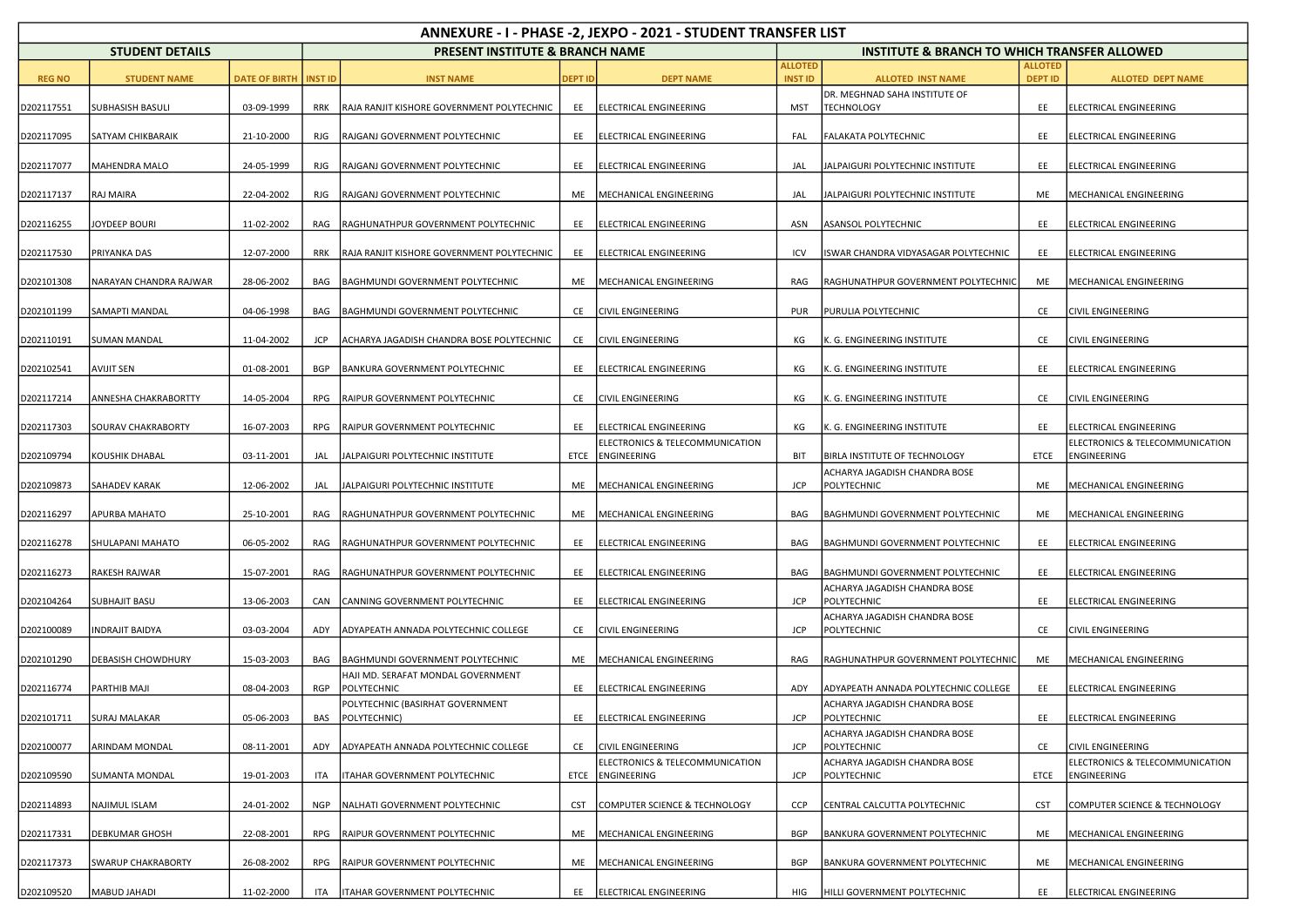# ANNEXURE - I - PHASE -2, JEXPO - 2021 - STUDENT TRANSFER LIST

| STUDENT DETAILS | | | PRESENT INSTITUTE & BRANCH NAME | | | | INSTITUTE & BRANCH TO WHICH TRANSFER ALLOWED | | | |
|---|---|---|---|---|---|---|---|---|---|---|
| REG NO | STUDENT NAME | DATE OF BIRTH | INST ID | INST NAME | DEPT ID | DEPT NAME | ALLOTED INST ID | ALLOTED INST NAME | ALLOTED DEPT ID | ALLOTED DEPT NAME |
| D202117551 | SUBHASISH BASULI | 03-09-1999 | RRK | RAJA RANJIT KISHORE GOVERNMENT POLYTECHNIC | EE | ELECTRICAL ENGINEERING | MST | DR. MEGHNAD SAHA INSTITUTE OF TECHNOLOGY | EE | ELECTRICAL ENGINEERING |
| D202117095 | SATYAM CHIKBARAIK | 21-10-2000 | RJG | RAJGANJ GOVERNMENT POLYTECHNIC | EE | ELECTRICAL ENGINEERING | FAL | FALAKATA POLYTECHNIC | EE | ELECTRICAL ENGINEERING |
| D202117077 | MAHENDRA MALO | 24-05-1999 | RJG | RAJGANJ GOVERNMENT POLYTECHNIC | EE | ELECTRICAL ENGINEERING | JAL | JALPAIGURI POLYTECHNIC INSTITUTE | EE | ELECTRICAL ENGINEERING |
| D202117137 | RAJ MAIRA | 22-04-2002 | RJG | RAJGANJ GOVERNMENT POLYTECHNIC | ME | MECHANICAL ENGINEERING | JAL | JALPAIGURI POLYTECHNIC INSTITUTE | ME | MECHANICAL ENGINEERING |
| D202116255 | JOYDEEP BOURI | 11-02-2002 | RAG | RAGHUNATHPUR GOVERNMENT POLYTECHNIC | EE | ELECTRICAL ENGINEERING | ASN | ASANSOL POLYTECHNIC | EE | ELECTRICAL ENGINEERING |
| D202117530 | PRIYANKA DAS | 12-07-2000 | RRK | RAJA RANJIT KISHORE GOVERNMENT POLYTECHNIC | EE | ELECTRICAL ENGINEERING | ICV | ISWAR CHANDRA VIDYASAGAR POLYTECHNIC | EE | ELECTRICAL ENGINEERING |
| D202101308 | NARAYAN CHANDRA RAJWAR | 28-06-2002 | BAG | BAGHMUNDI GOVERNMENT POLYTECHNIC | ME | MECHANICAL ENGINEERING | RAG | RAGHUNATHPUR GOVERNMENT POLYTECHNIC | ME | MECHANICAL ENGINEERING |
| D202101199 | SAMAPTI MANDAL | 04-06-1998 | BAG | BAGHMUNDI GOVERNMENT POLYTECHNIC | CE | CIVIL ENGINEERING | PUR | PURULIA POLYTECHNIC | CE | CIVIL ENGINEERING |
| D202110191 | SUMAN MANDAL | 11-04-2002 | JCP | ACHARYA JAGADISH CHANDRA BOSE POLYTECHNIC | CE | CIVIL ENGINEERING | KG | K. G. ENGINEERING INSTITUTE | CE | CIVIL ENGINEERING |
| D202102541 | AVIJIT SEN | 01-08-2001 | BGP | BANKURA GOVERNMENT POLYTECHNIC | EE | ELECTRICAL ENGINEERING | KG | K. G. ENGINEERING INSTITUTE | EE | ELECTRICAL ENGINEERING |
| D202117214 | ANNESHA CHAKRABORTTY | 14-05-2004 | RPG | RAIPUR GOVERNMENT POLYTECHNIC | CE | CIVIL ENGINEERING | KG | K. G. ENGINEERING INSTITUTE | CE | CIVIL ENGINEERING |
| D202117303 | SOURAV CHAKRABORTY | 16-07-2003 | RPG | RAIPUR GOVERNMENT POLYTECHNIC | EE | ELECTRICAL ENGINEERING | KG | K. G. ENGINEERING INSTITUTE | EE | ELECTRICAL ENGINEERING |
| D202109794 | KOUSHIK DHABAL | 03-11-2001 | JAL | JALPAIGURI POLYTECHNIC INSTITUTE | ETCE | ELECTRONICS & TELECOMMUNICATION ENGINEERING | BIT | BIRLA INSTITUTE OF TECHNOLOGY | ETCE | ELECTRONICS & TELECOMMUNICATION ENGINEERING |
| D202109873 | SAHADEV KARAK | 12-06-2002 | JAL | JALPAIGURI POLYTECHNIC INSTITUTE | ME | MECHANICAL ENGINEERING | JCP | ACHARYA JAGADISH CHANDRA BOSE POLYTECHNIC | ME | MECHANICAL ENGINEERING |
| D202116297 | APURBA MAHATO | 25-10-2001 | RAG | RAGHUNATHPUR GOVERNMENT POLYTECHNIC | ME | MECHANICAL ENGINEERING | BAG | BAGHMUNDI GOVERNMENT POLYTECHNIC | ME | MECHANICAL ENGINEERING |
| D202116278 | SHULAPANI MAHATO | 06-05-2002 | RAG | RAGHUNATHPUR GOVERNMENT POLYTECHNIC | EE | ELECTRICAL ENGINEERING | BAG | BAGHMUNDI GOVERNMENT POLYTECHNIC | EE | ELECTRICAL ENGINEERING |
| D202116273 | RAKESH RAJWAR | 15-07-2001 | RAG | RAGHUNATHPUR GOVERNMENT POLYTECHNIC | EE | ELECTRICAL ENGINEERING | BAG | BAGHMUNDI GOVERNMENT POLYTECHNIC | EE | ELECTRICAL ENGINEERING |
| D202104264 | SUBHAJIT BASU | 13-06-2003 | CAN | CANNING GOVERNMENT POLYTECHNIC | EE | ELECTRICAL ENGINEERING | JCP | ACHARYA JAGADISH CHANDRA BOSE POLYTECHNIC | EE | ELECTRICAL ENGINEERING |
| D202100089 | INDRAJIT BAIDYA | 03-03-2004 | ADY | ADYAPEATH ANNADA POLYTECHNIC COLLEGE | CE | CIVIL ENGINEERING | JCP | ACHARYA JAGADISH CHANDRA BOSE POLYTECHNIC | CE | CIVIL ENGINEERING |
| D202101290 | DEBASISH CHOWDHURY | 15-03-2003 | BAG | BAGHMUNDI GOVERNMENT POLYTECHNIC | ME | MECHANICAL ENGINEERING | RAG | RAGHUNATHPUR GOVERNMENT POLYTECHNIC | ME | MECHANICAL ENGINEERING |
| D202116774 | PARTHIB MAJI | 08-04-2003 | RGP | HAJI MD. SERAFAT MONDAL GOVERNMENT POLYTECHNIC | EE | ELECTRICAL ENGINEERING | ADY | ADYAPEATH ANNADA POLYTECHNIC COLLEGE | EE | ELECTRICAL ENGINEERING |
| D202101711 | SURAJ MALAKAR | 05-06-2003 | BAS | POLYTECHNIC (BASIRHAT GOVERNMENT POLYTECHNIC) | EE | ELECTRICAL ENGINEERING | JCP | ACHARYA JAGADISH CHANDRA BOSE POLYTECHNIC | EE | ELECTRICAL ENGINEERING |
| D202100077 | ARINDAM MONDAL | 08-11-2001 | ADY | ADYAPEATH ANNADA POLYTECHNIC COLLEGE | CE | CIVIL ENGINEERING | JCP | ACHARYA JAGADISH CHANDRA BOSE POLYTECHNIC | CE | CIVIL ENGINEERING |
| D202109590 | SUMANTA MONDAL | 19-01-2003 | ITA | ITAHAR GOVERNMENT POLYTECHNIC | ETCE | ELECTRONICS & TELECOMMUNICATION ENGINEERING | JCP | ACHARYA JAGADISH CHANDRA BOSE POLYTECHNIC | ETCE | ELECTRONICS & TELECOMMUNICATION ENGINEERING |
| D202114893 | NAJIMUL ISLAM | 24-01-2002 | NGP | NALHATI GOVERNMENT POLYTECHNIC | CST | COMPUTER SCIENCE & TECHNOLOGY | CCP | CENTRAL CALCUTTA POLYTECHNIC | CST | COMPUTER SCIENCE & TECHNOLOGY |
| D202117331 | DEBKUMAR GHOSH | 22-08-2001 | RPG | RAIPUR GOVERNMENT POLYTECHNIC | ME | MECHANICAL ENGINEERING | BGP | BANKURA GOVERNMENT POLYTECHNIC | ME | MECHANICAL ENGINEERING |
| D202117373 | SWARUP CHAKRABORTY | 26-08-2002 | RPG | RAIPUR GOVERNMENT POLYTECHNIC | ME | MECHANICAL ENGINEERING | BGP | BANKURA GOVERNMENT POLYTECHNIC | ME | MECHANICAL ENGINEERING |
| D202109520 | MABUD JAHADI | 11-02-2000 | ITA | ITAHAR GOVERNMENT POLYTECHNIC | EE | ELECTRICAL ENGINEERING | HIG | HILLI GOVERNMENT POLYTECHNIC | EE | ELECTRICAL ENGINEERING |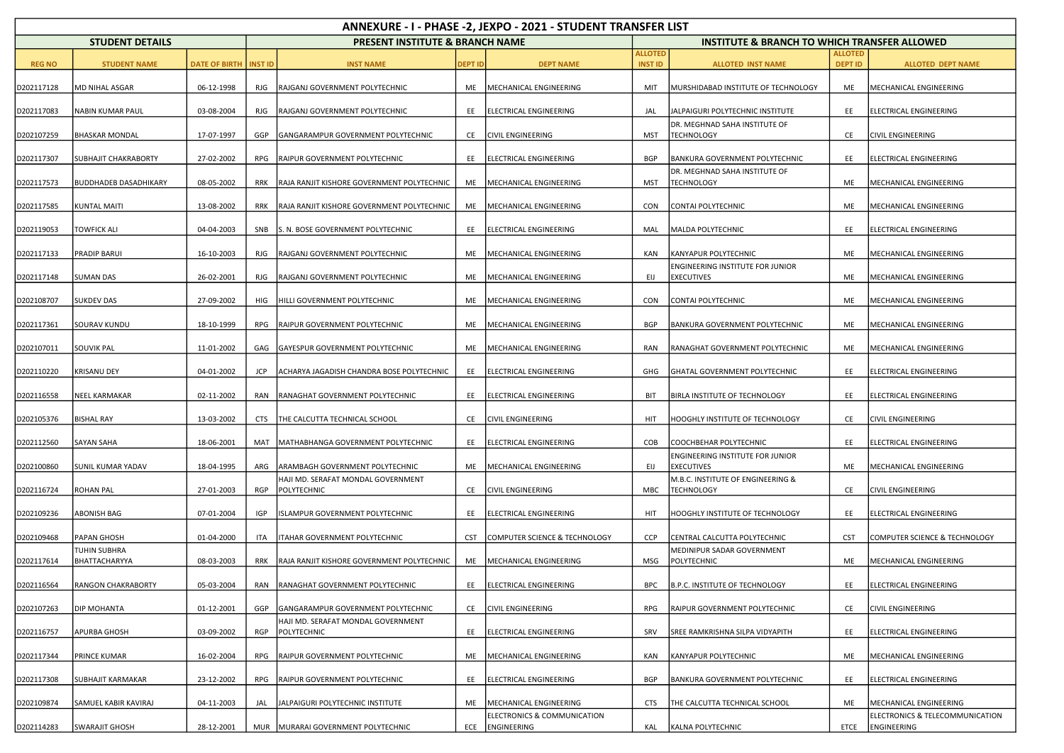# ANNEXURE - I - PHASE -2, JEXPO - 2021 - STUDENT TRANSFER LIST

| STUDENT DETAILS | | | PRESENT INSTITUTE & BRANCH NAME | | | | INSTITUTE & BRANCH TO WHICH TRANSFER ALLOWED | | | |
|---|---|---|---|---|---|---|---|---|---|---|
| REG NO | STUDENT NAME | DATE OF BIRTH | INST ID | INST NAME | DEPT ID | DEPT NAME | ALLOTED INST ID | ALLOTED INST NAME | ALLOTED DEPT ID | ALLOTED DEPT NAME |
| D202117128 | MD NIHAL ASGAR | 06-12-1998 | RJG | RAJGANJ GOVERNMENT POLYTECHNIC | ME | MECHANICAL ENGINEERING | MIT | MURSHIDABAD INSTITUTE OF TECHNOLOGY | ME | MECHANICAL ENGINEERING |
| D202117083 | NABIN KUMAR PAUL | 03-08-2004 | RJG | RAJGANJ GOVERNMENT POLYTECHNIC | EE | ELECTRICAL ENGINEERING | JAL | JALPAIGURI POLYTECHNIC INSTITUTE | EE | ELECTRICAL ENGINEERING |
| D202107259 | BHASKAR MONDAL | 17-07-1997 | GGP | GANGARAMPUR GOVERNMENT POLYTECHNIC | CE | CIVIL ENGINEERING | MST | DR. MEGHNAD SAHA INSTITUTE OF TECHNOLOGY | CE | CIVIL ENGINEERING |
| D202117307 | SUBHAJIT CHAKRABORTY | 27-02-2002 | RPG | RAIPUR GOVERNMENT POLYTECHNIC | EE | ELECTRICAL ENGINEERING | BGP | BANKURA GOVERNMENT POLYTECHNIC | EE | ELECTRICAL ENGINEERING |
| D202117573 | BUDDHADEB DASADHIKARY | 08-05-2002 | RRK | RAJA RANJIT KISHORE GOVERNMENT POLYTECHNIC | ME | MECHANICAL ENGINEERING | MST | DR. MEGHNAD SAHA INSTITUTE OF TECHNOLOGY | ME | MECHANICAL ENGINEERING |
| D202117585 | KUNTAL MAITI | 13-08-2002 | RRK | RAJA RANJIT KISHORE GOVERNMENT POLYTECHNIC | ME | MECHANICAL ENGINEERING | CON | CONTAI POLYTECHNIC | ME | MECHANICAL ENGINEERING |
| D202119053 | TOWFICK ALI | 04-04-2003 | SNB | S. N. BOSE GOVERNMENT POLYTECHNIC | EE | ELECTRICAL ENGINEERING | MAL | MALDA POLYTECHNIC | EE | ELECTRICAL ENGINEERING |
| D202117133 | PRADIP BARUI | 16-10-2003 | RJG | RAJGANJ GOVERNMENT POLYTECHNIC | ME | MECHANICAL ENGINEERING | KAN | KANYAPUR POLYTECHNIC | ME | MECHANICAL ENGINEERING |
| D202117148 | SUMAN DAS | 26-02-2001 | RJG | RAJGANJ GOVERNMENT POLYTECHNIC | ME | MECHANICAL ENGINEERING | EIJ | ENGINEERING INSTITUTE FOR JUNIOR EXECUTIVES | ME | MECHANICAL ENGINEERING |
| D202108707 | SUKDEV DAS | 27-09-2002 | HIG | HILLI GOVERNMENT POLYTECHNIC | ME | MECHANICAL ENGINEERING | CON | CONTAI POLYTECHNIC | ME | MECHANICAL ENGINEERING |
| D202117361 | SOURAV KUNDU | 18-10-1999 | RPG | RAIPUR GOVERNMENT POLYTECHNIC | ME | MECHANICAL ENGINEERING | BGP | BANKURA GOVERNMENT POLYTECHNIC | ME | MECHANICAL ENGINEERING |
| D202107011 | SOUVIK PAL | 11-01-2002 | GAG | GAYESPUR GOVERNMENT POLYTECHNIC | ME | MECHANICAL ENGINEERING | RAN | RANAGHAT GOVERNMENT POLYTECHNIC | ME | MECHANICAL ENGINEERING |
| D202110220 | KRISANU DEY | 04-01-2002 | JCP | ACHARYA JAGADISH CHANDRA BOSE POLYTECHNIC | EE | ELECTRICAL ENGINEERING | GHG | GHATAL GOVERNMENT POLYTECHNIC | EE | ELECTRICAL ENGINEERING |
| D202116558 | NEEL KARMAKAR | 02-11-2002 | RAN | RANAGHAT GOVERNMENT POLYTECHNIC | EE | ELECTRICAL ENGINEERING | BIT | BIRLA INSTITUTE OF TECHNOLOGY | EE | ELECTRICAL ENGINEERING |
| D202105376 | BISHAL RAY | 13-03-2002 | CTS | THE CALCUTTA TECHNICAL SCHOOL | CE | CIVIL ENGINEERING | HIT | HOOGHLY INSTITUTE OF TECHNOLOGY | CE | CIVIL ENGINEERING |
| D202112560 | SAYAN SAHA | 18-06-2001 | MAT | MATHABHANGA GOVERNMENT POLYTECHNIC | EE | ELECTRICAL ENGINEERING | COB | COOCHBEHAR POLYTECHNIC | EE | ELECTRICAL ENGINEERING |
| D202100860 | SUNIL KUMAR YADAV | 18-04-1995 | ARG | ARAMBAGH GOVERNMENT POLYTECHNIC | ME | MECHANICAL ENGINEERING | EIJ | ENGINEERING INSTITUTE FOR JUNIOR EXECUTIVES | ME | MECHANICAL ENGINEERING |
| D202116724 | ROHAN PAL | 27-01-2003 | RGP | HAJI MD. SERAFAT MONDAL GOVERNMENT POLYTECHNIC | CE | CIVIL ENGINEERING | MBC | M.B.C. INSTITUTE OF ENGINEERING & TECHNOLOGY | CE | CIVIL ENGINEERING |
| D202109236 | ABONISH BAG | 07-01-2004 | IGP | ISLAMPUR GOVERNMENT POLYTECHNIC | EE | ELECTRICAL ENGINEERING | HIT | HOOGHLY INSTITUTE OF TECHNOLOGY | EE | ELECTRICAL ENGINEERING |
| D202109468 | PAPAN GHOSH | 01-04-2000 | ITA | ITAHAR GOVERNMENT POLYTECHNIC | CST | COMPUTER SCIENCE & TECHNOLOGY | CCP | CENTRAL CALCUTTA POLYTECHNIC | CST | COMPUTER SCIENCE & TECHNOLOGY |
| D202117614 | TUHIN SUBHRA BHATTACHARYYA | 08-03-2003 | RRK | RAJA RANJIT KISHORE GOVERNMENT POLYTECHNIC | ME | MECHANICAL ENGINEERING | MSG | MEDINIPUR SADAR GOVERNMENT POLYTECHNIC | ME | MECHANICAL ENGINEERING |
| D202116564 | RANGON CHAKRABORTY | 05-03-2004 | RAN | RANAGHAT GOVERNMENT POLYTECHNIC | EE | ELECTRICAL ENGINEERING | BPC | B.P.C. INSTITUTE OF TECHNOLOGY | EE | ELECTRICAL ENGINEERING |
| D202107263 | DIP MOHANTA | 01-12-2001 | GGP | GANGARAMPUR GOVERNMENT POLYTECHNIC | CE | CIVIL ENGINEERING | RPG | RAIPUR GOVERNMENT POLYTECHNIC | CE | CIVIL ENGINEERING |
| D202116757 | APURBA GHOSH | 03-09-2002 | RGP | HAJI MD. SERAFAT MONDAL GOVERNMENT POLYTECHNIC | EE | ELECTRICAL ENGINEERING | SRV | SREE RAMKRISHNA SILPA VIDYAPITH | EE | ELECTRICAL ENGINEERING |
| D202117344 | PRINCE KUMAR | 16-02-2004 | RPG | RAIPUR GOVERNMENT POLYTECHNIC | ME | MECHANICAL ENGINEERING | KAN | KANYAPUR POLYTECHNIC | ME | MECHANICAL ENGINEERING |
| D202117308 | SUBHAJIT KARMAKAR | 23-12-2002 | RPG | RAIPUR GOVERNMENT POLYTECHNIC | EE | ELECTRICAL ENGINEERING | BGP | BANKURA GOVERNMENT POLYTECHNIC | EE | ELECTRICAL ENGINEERING |
| D202109874 | SAMUEL KABIR KAVIRAJ | 04-11-2003 | JAL | JALPAIGURI POLYTECHNIC INSTITUTE | ME | MECHANICAL ENGINEERING | CTS | THE CALCUTTA TECHNICAL SCHOOL | ME | MECHANICAL ENGINEERING |
| D202114283 | SWARAJIT GHOSH | 28-12-2001 | MUR | MURARAI GOVERNMENT POLYTECHNIC | ECE | ELECTRONICS & COMMUNICATION ENGINEERING | KAL | KALNA POLYTECHNIC | ETCE | ELECTRONICS & TELECOMMUNICATION ENGINEERING |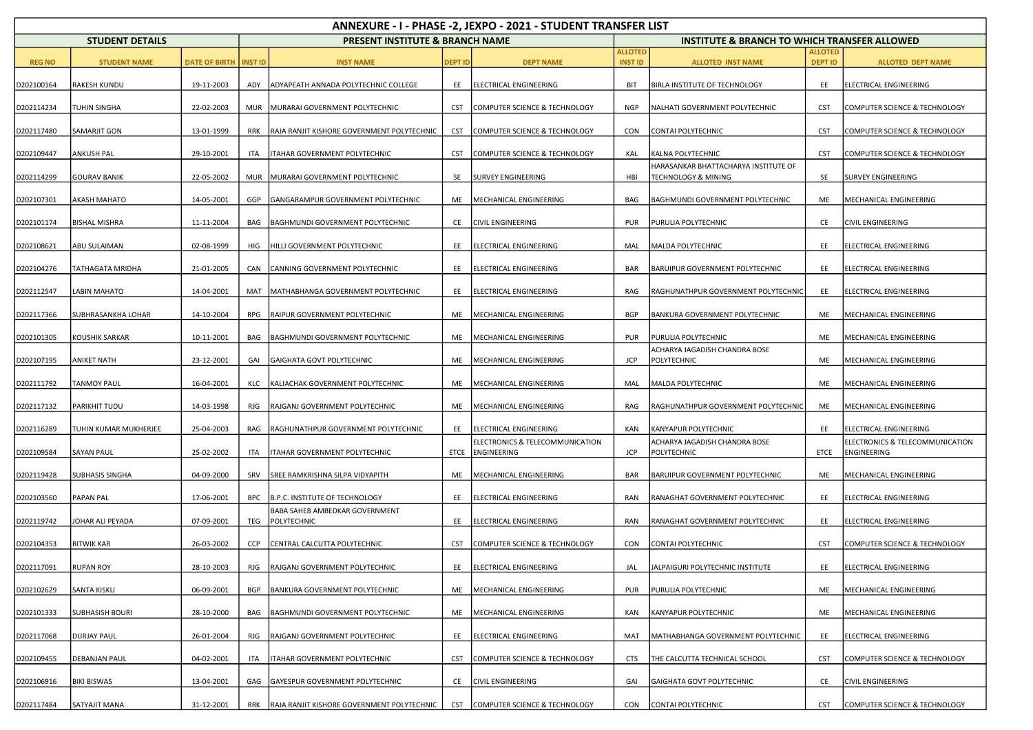# ANNEXURE - I - PHASE -2, JEXPO - 2021 - STUDENT TRANSFER LIST

| STUDENT DETAILS | | | PRESENT INSTITUTE & BRANCH NAME | | | | INSTITUTE & BRANCH TO WHICH TRANSFER ALLOWED | | | |
|---|---|---|---|---|---|---|---|---|---|---|
| REG NO | STUDENT NAME | DATE OF BIRTH | INST ID | INST NAME | DEPT ID | DEPT NAME | ALLOTED INST ID | ALLOTED INST NAME | ALLOTED DEPT ID | ALLOTED DEPT NAME |
| D202100164 | RAKESH KUNDU | 19-11-2003 | ADY | ADYAPEATH ANNADA POLYTECHNIC COLLEGE | EE | ELECTRICAL ENGINEERING | BIT | BIRLA INSTITUTE OF TECHNOLOGY | EE | ELECTRICAL ENGINEERING |
| D202114234 | TUHIN SINGHA | 22-02-2003 | MUR | MURARAI GOVERNMENT POLYTECHNIC | CST | COMPUTER SCIENCE & TECHNOLOGY | NGP | NALHATI GOVERNMENT POLYTECHNIC | CST | COMPUTER SCIENCE & TECHNOLOGY |
| D202117480 | SAMARJIT GON | 13-01-1999 | RRK | RAJA RANJIT KISHORE GOVERNMENT POLYTECHNIC | CST | COMPUTER SCIENCE & TECHNOLOGY | CON | CONTAI POLYTECHNIC | CST | COMPUTER SCIENCE & TECHNOLOGY |
| D202109447 | ANKUSH PAL | 29-10-2001 | ITA | ITAHAR GOVERNMENT POLYTECHNIC | CST | COMPUTER SCIENCE & TECHNOLOGY | KAL | KALNA POLYTECHNIC | CST | COMPUTER SCIENCE & TECHNOLOGY |
| D202114299 | GOURAV BANIK | 22-05-2002 | MUR | MURARAI GOVERNMENT POLYTECHNIC | SE | SURVEY ENGINEERING | HBI | HARASANKAR BHATTACHARYA INSTITUTE OF TECHNOLOGY & MINING | SE | SURVEY ENGINEERING |
| D202107301 | AKASH MAHATO | 14-05-2001 | GGP | GANGARAMPUR GOVERNMENT POLYTECHNIC | ME | MECHANICAL ENGINEERING | BAG | BAGHMUNDI GOVERNMENT POLYTECHNIC | ME | MECHANICAL ENGINEERING |
| D202101174 | BISHAL MISHRA | 11-11-2004 | BAG | BAGHMUNDI GOVERNMENT POLYTECHNIC | CE | CIVIL ENGINEERING | PUR | PURULIA POLYTECHNIC | CE | CIVIL ENGINEERING |
| D202108621 | ABU SULAIMAN | 02-08-1999 | HIG | HILLI GOVERNMENT POLYTECHNIC | EE | ELECTRICAL ENGINEERING | MAL | MALDA POLYTECHNIC | EE | ELECTRICAL ENGINEERING |
| D202104276 | TATHAGATA MRIDHA | 21-01-2005 | CAN | CANNING GOVERNMENT POLYTECHNIC | EE | ELECTRICAL ENGINEERING | BAR | BARUIPUR GOVERNMENT POLYTECHNIC | EE | ELECTRICAL ENGINEERING |
| D202112547 | LABIN MAHATO | 14-04-2001 | MAT | MATHABHANGA GOVERNMENT POLYTECHNIC | EE | ELECTRICAL ENGINEERING | RAG | RAGHUNATHPUR GOVERNMENT POLYTECHNIC | EE | ELECTRICAL ENGINEERING |
| D202117366 | SUBHRASANKHA LOHAR | 14-10-2004 | RPG | RAIPUR GOVERNMENT POLYTECHNIC | ME | MECHANICAL ENGINEERING | BGP | BANKURA GOVERNMENT POLYTECHNIC | ME | MECHANICAL ENGINEERING |
| D202101305 | KOUSHIK SARKAR | 10-11-2001 | BAG | BAGHMUNDI GOVERNMENT POLYTECHNIC | ME | MECHANICAL ENGINEERING | PUR | PURULIA POLYTECHNIC | ME | MECHANICAL ENGINEERING |
| D202107195 | ANIKET NATH | 23-12-2001 | GAI | GAIGHATA GOVT POLYTECHNIC | ME | MECHANICAL ENGINEERING | JCP | ACHARYA JAGADISH CHANDRA BOSE POLYTECHNIC | ME | MECHANICAL ENGINEERING |
| D202111792 | TANMOY PAUL | 16-04-2001 | KLC | KALIACHAK GOVERNMENT POLYTECHNIC | ME | MECHANICAL ENGINEERING | MAL | MALDA POLYTECHNIC | ME | MECHANICAL ENGINEERING |
| D202117132 | PARIKHIT TUDU | 14-03-1998 | RJG | RAIGANJ GOVERNMENT POLYTECHNIC | ME | MECHANICAL ENGINEERING | RAG | RAGHUNATHPUR GOVERNMENT POLYTECHNIC | ME | MECHANICAL ENGINEERING |
| D202116289 | TUHIN KUMAR MUKHERJEE | 25-04-2003 | RAG | RAGHUNATHPUR GOVERNMENT POLYTECHNIC | EE | ELECTRICAL ENGINEERING | KAN | KANYAPUR POLYTECHNIC | EE | ELECTRICAL ENGINEERING |
| D202109584 | SAYAN PAUL | 25-02-2002 | ITA | ITAHAR GOVERNMENT POLYTECHNIC | ETCE | ELECTRONICS & TELECOMMUNICATION ENGINEERING | JCP | ACHARYA JAGADISH CHANDRA BOSE POLYTECHNIC | ETCE | ELECTRONICS & TELECOMMUNICATION ENGINEERING |
| D202119428 | SUBHASIS SINGHA | 04-09-2000 | SRV | SREE RAMKRISHNA SILPA VIDYAPITH | ME | MECHANICAL ENGINEERING | BAR | BARUIPUR GOVERNMENT POLYTECHNIC | ME | MECHANICAL ENGINEERING |
| D202103560 | PAPAN PAL | 17-06-2001 | BPC | B.P.C. INSTITUTE OF TECHNOLOGY | EE | ELECTRICAL ENGINEERING | RAN | RANAGHAT GOVERNMENT POLYTECHNIC | EE | ELECTRICAL ENGINEERING |
| D202119742 | JOHAR ALI PEYADA | 07-09-2001 | TEG | BABA SAHEB AMBEDKAR GOVERNMENT POLYTECHNIC | EE | ELECTRICAL ENGINEERING | RAN | RANAGHAT GOVERNMENT POLYTECHNIC | EE | ELECTRICAL ENGINEERING |
| D202104353 | RITWIK KAR | 26-03-2002 | CCP | CENTRAL CALCUTTA POLYTECHNIC | CST | COMPUTER SCIENCE & TECHNOLOGY | CON | CONTAI POLYTECHNIC | CST | COMPUTER SCIENCE & TECHNOLOGY |
| D202117091 | RUPAN ROY | 28-10-2003 | RJG | RAIGANJ GOVERNMENT POLYTECHNIC | EE | ELECTRICAL ENGINEERING | JAL | JALPAIGURI POLYTECHNIC INSTITUTE | EE | ELECTRICAL ENGINEERING |
| D202102629 | SANTA KISKU | 06-09-2001 | BGP | BANKURA GOVERNMENT POLYTECHNIC | ME | MECHANICAL ENGINEERING | PUR | PURULIA POLYTECHNIC | ME | MECHANICAL ENGINEERING |
| D202101333 | SUBHASISH BOURI | 28-10-2000 | BAG | BAGHMUNDI GOVERNMENT POLYTECHNIC | ME | MECHANICAL ENGINEERING | KAN | KANYAPUR POLYTECHNIC | ME | MECHANICAL ENGINEERING |
| D202117068 | DURJAY PAUL | 26-01-2004 | RJG | RAIGANJ GOVERNMENT POLYTECHNIC | EE | ELECTRICAL ENGINEERING | MAT | MATHABHANGA GOVERNMENT POLYTECHNIC | EE | ELECTRICAL ENGINEERING |
| D202109455 | DEBANJAN PAUL | 04-02-2001 | ITA | ITAHAR GOVERNMENT POLYTECHNIC | CST | COMPUTER SCIENCE & TECHNOLOGY | CTS | THE CALCUTTA TECHNICAL SCHOOL | CST | COMPUTER SCIENCE & TECHNOLOGY |
| D202106916 | BIKI BISWAS | 13-04-2001 | GAG | GAYESPUR GOVERNMENT POLYTECHNIC | CE | CIVIL ENGINEERING | GAI | GAIGHATA GOVT POLYTECHNIC | CE | CIVIL ENGINEERING |
| D202117484 | SATYAJIT MANA | 31-12-2001 | RRK | RAJA RANJIT KISHORE GOVERNMENT POLYTECHNIC | CST | COMPUTER SCIENCE & TECHNOLOGY | CON | CONTAI POLYTECHNIC | CST | COMPUTER SCIENCE & TECHNOLOGY |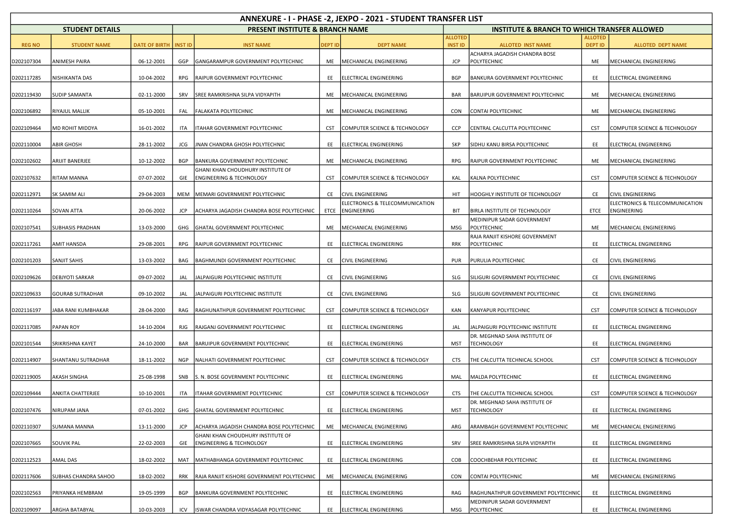| ANNEXURE - I - PHASE -2, JEXPO - 2021 - STUDENT TRANSFER LIST | | | | | | | | | | |
|---|---|---|---|---|---|---|---|---|---|---|
| STUDENT DETAILS | | | PRESENT INSTITUTE & BRANCH NAME | | | | INSTITUTE & BRANCH TO WHICH TRANSFER ALLOWED | | | |
| REG NO | STUDENT NAME | DATE OF BIRTH | INST ID | INST NAME | DEPT ID | DEPT NAME | ALLOTED INST ID | ALLOTED INST NAME | ALLOTED DEPT ID | ALLOTED DEPT NAME |
| D202107304 | ANIMESH PAIRA | 06-12-2001 | GGP | GANGARAMPUR GOVERNMENT POLYTECHNIC | ME | MECHANICAL ENGINEERING | JCP | ACHARYA JAGADISH CHANDRA BOSE POLYTECHNIC | ME | MECHANICAL ENGINEERING |
| D202117285 | NISHIKANTA DAS | 10-04-2002 | RPG | RAIPUR GOVERNMENT POLYTECHNIC | EE | ELECTRICAL ENGINEERING | BGP | BANKURA GOVERNMENT POLYTECHNIC | EE | ELECTRICAL ENGINEERING |
| D202119430 | SUDIP SAMANTA | 02-11-2000 | SRV | SREE RAMKRISHNA SILPA VIDYAPITH | ME | MECHANICAL ENGINEERING | BAR | BARUIPUR GOVERNMENT POLYTECHNIC | ME | MECHANICAL ENGINEERING |
| D202106892 | RIYAJUL MALLIK | 05-10-2001 | FAL | FALAKATA POLYTECHNIC | ME | MECHANICAL ENGINEERING | CON | CONTAI POLYTECHNIC | ME | MECHANICAL ENGINEERING |
| D202109464 | MD ROHIT MIDDYA | 16-01-2002 | ITA | ITAHAR GOVERNMENT POLYTECHNIC | CST | COMPUTER SCIENCE & TECHNOLOGY | CCP | CENTRAL CALCUTTA POLYTECHNIC | CST | COMPUTER SCIENCE & TECHNOLOGY |
| D202110004 | ABIR GHOSH | 28-11-2002 | JCG | JNAN CHANDRA GHOSH POLYTECHNIC | EE | ELECTRICAL ENGINEERING | SKP | SIDHU KANU BIRSA POLYTECHNIC | EE | ELECTRICAL ENGINEERING |
| D202102602 | ARIJIT BANERJEE | 10-12-2002 | BGP | BANKURA GOVERNMENT POLYTECHNIC | ME | MECHANICAL ENGINEERING | RPG | RAIPUR GOVERNMENT POLYTECHNIC | ME | MECHANICAL ENGINEERING |
| D202107632 | RITAM MANNA | 07-07-2002 | GIE | GHANI KHAN CHOUDHURY INSTITUTE OF ENGINEERING & TECHNOLOGY | CST | COMPUTER SCIENCE & TECHNOLOGY | KAL | KALNA POLYTECHNIC | CST | COMPUTER SCIENCE & TECHNOLOGY |
| D202112971 | SK SAMIM ALI | 29-04-2003 | MEM | MEMARI GOVERNMENT POLYTECHNIC | CE | CIVIL ENGINEERING | HIT | HOOGHLY INSTITUTE OF TECHNOLOGY | CE | CIVIL ENGINEERING |
| D202110264 | SOVAN ATTA | 20-06-2002 | JCP | ACHARYA JAGADISH CHANDRA BOSE POLYTECHNIC | ETCE | ELECTRONICS & TELECOMMUNICATION ENGINEERING | BIT | BIRLA INSTITUTE OF TECHNOLOGY | ETCE | ELECTRONICS & TELECOMMUNICATION ENGINEERING |
| D202107541 | SUBHASIS PRADHAN | 13-03-2000 | GHG | GHATAL GOVERNMENT POLYTECHNIC | ME | MECHANICAL ENGINEERING | MSG | MEDINIPUR SADAR GOVERNMENT POLYTECHNIC | ME | MECHANICAL ENGINEERING |
| D202117261 | AMIT HANSDA | 29-08-2001 | RPG | RAIPUR GOVERNMENT POLYTECHNIC | EE | ELECTRICAL ENGINEERING | RRK | RAJA RANJIT KISHORE GOVERNMENT POLYTECHNIC | EE | ELECTRICAL ENGINEERING |
| D202101203 | SANJIT SAHIS | 13-03-2002 | BAG | BAGHMUNDI GOVERNMENT POLYTECHNIC | CE | CIVIL ENGINEERING | PUR | PURULIA POLYTECHNIC | CE | CIVIL ENGINEERING |
| D202109626 | DEBJYOTI SARKAR | 09-07-2002 | JAL | JALPAIGURI POLYTECHNIC INSTITUTE | CE | CIVIL ENGINEERING | SLG | SILIGURI GOVERNMENT POLYTECHNIC | CE | CIVIL ENGINEERING |
| D202109633 | GOURAB SUTRADHAR | 09-10-2002 | JAL | JALPAIGURI POLYTECHNIC INSTITUTE | CE | CIVIL ENGINEERING | SLG | SILIGURI GOVERNMENT POLYTECHNIC | CE | CIVIL ENGINEERING |
| D202116197 | JABA RANI KUMBHAKAR | 28-04-2000 | RAG | RAGHUNATHPUR GOVERNMENT POLYTECHNIC | CST | COMPUTER SCIENCE & TECHNOLOGY | KAN | KANYAPUR POLYTECHNIC | CST | COMPUTER SCIENCE & TECHNOLOGY |
| D202117085 | PAPAN ROY | 14-10-2004 | RJG | RAJGANJ GOVERNMENT POLYTECHNIC | EE | ELECTRICAL ENGINEERING | JAL | JALPAIGURI POLYTECHNIC INSTITUTE | EE | ELECTRICAL ENGINEERING |
| D202101544 | SRIKRISHNA KAYET | 24-10-2000 | BAR | BARUIPUR GOVERNMENT POLYTECHNIC | EE | ELECTRICAL ENGINEERING | MST | DR. MEGHNAD SAHA INSTITUTE OF TECHNOLOGY | EE | ELECTRICAL ENGINEERING |
| D202114907 | SHANTANU SUTRADHAR | 18-11-2002 | NGP | NALHATI GOVERNMENT POLYTECHNIC | CST | COMPUTER SCIENCE & TECHNOLOGY | CTS | THE CALCUTTA TECHNICAL SCHOOL | CST | COMPUTER SCIENCE & TECHNOLOGY |
| D202119005 | AKASH SINGHA | 25-08-1998 | SNB | S. N. BOSE GOVERNMENT POLYTECHNIC | EE | ELECTRICAL ENGINEERING | MAL | MALDA POLYTECHNIC | EE | ELECTRICAL ENGINEERING |
| D202109444 | ANKITA CHATTERJEE | 10-10-2001 | ITA | ITAHAR GOVERNMENT POLYTECHNIC | CST | COMPUTER SCIENCE & TECHNOLOGY | CTS | THE CALCUTTA TECHNICAL SCHOOL | CST | COMPUTER SCIENCE & TECHNOLOGY |
| D202107476 | NIRUPAM JANA | 07-01-2002 | GHG | GHATAL GOVERNMENT POLYTECHNIC | EE | ELECTRICAL ENGINEERING | MST | DR. MEGHNAD SAHA INSTITUTE OF TECHNOLOGY | EE | ELECTRICAL ENGINEERING |
| D202110307 | SUMANA MANNA | 13-11-2000 | JCP | ACHARYA JAGADISH CHANDRA BOSE POLYTECHNIC | ME | MECHANICAL ENGINEERING | ARG | ARAMBAGH GOVERNMENT POLYTECHNIC | ME | MECHANICAL ENGINEERING |
| D202107665 | SOUVIK PAL | 22-02-2003 | GIE | GHANI KHAN CHOUDHURY INSTITUTE OF ENGINEERING & TECHNOLOGY | EE | ELECTRICAL ENGINEERING | SRV | SREE RAMKRISHNA SILPA VIDYAPITH | EE | ELECTRICAL ENGINEERING |
| D202112523 | AMAL DAS | 18-02-2002 | MAT | MATHABHANGA GOVERNMENT POLYTECHNIC | EE | ELECTRICAL ENGINEERING | COB | COOCHBEHAR POLYTECHNIC | EE | ELECTRICAL ENGINEERING |
| D202117606 | SUBHAS CHANDRA SAHOO | 18-02-2002 | RRK | RAJA RANJIT KISHORE GOVERNMENT POLYTECHNIC | ME | MECHANICAL ENGINEERING | CON | CONTAI POLYTECHNIC | ME | MECHANICAL ENGINEERING |
| D202102563 | PRIYANKA HEMBRAM | 19-05-1999 | BGP | BANKURA GOVERNMENT POLYTECHNIC | EE | ELECTRICAL ENGINEERING | RAG | RAGHUNATHPUR GOVERNMENT POLYTECHNIC | EE | ELECTRICAL ENGINEERING |
| D202109097 | ARGHA BATABYAL | 10-03-2003 | ICV | ISWAR CHANDRA VIDYASAGAR POLYTECHNIC | EE | ELECTRICAL ENGINEERING | MSG | MEDINIPUR SADAR GOVERNMENT POLYTECHNIC | EE | ELECTRICAL ENGINEERING |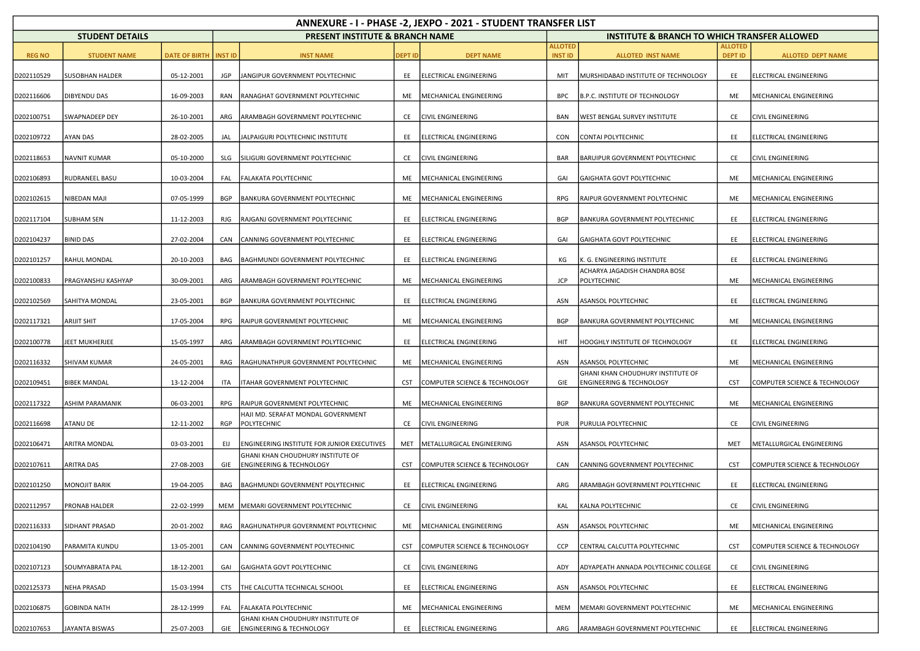# ANNEXURE - I - PHASE -2, JEXPO - 2021 - STUDENT TRANSFER LIST

| STUDENT DETAILS | | | PRESENT INSTITUTE & BRANCH NAME | | | | INSTITUTE & BRANCH TO WHICH TRANSFER ALLOWED | | | |
|---|---|---|---|---|---|---|---|---|---|---|
| REG NO | STUDENT NAME | DATE OF BIRTH | INST ID | INST NAME | DEPT ID | DEPT NAME | ALLOTED INST ID | ALLOTED INST NAME | ALLOTED DEPT ID | ALLOTED DEPT NAME |
| D202110529 | SUSOBHAN HALDER | 05-12-2001 | JGP | JANGIPUR GOVERNMENT POLYTECHNIC | EE | ELECTRICAL ENGINEERING | MIT | MURSHIDABAD INSTITUTE OF TECHNOLOGY | EE | ELECTRICAL ENGINEERING |
| D202116606 | DIBYENDU DAS | 16-09-2003 | RAN | RANAGHAT GOVERNMENT POLYTECHNIC | ME | MECHANICAL ENGINEERING | BPC | B.P.C. INSTITUTE OF TECHNOLOGY | ME | MECHANICAL ENGINEERING |
| D202100751 | SWAPNADEEP DEY | 26-10-2001 | ARG | ARAMBAGH GOVERNMENT POLYTECHNIC | CE | CIVIL ENGINEERING | BAN | WEST BENGAL SURVEY INSTITUTE | CE | CIVIL ENGINEERING |
| D202109722 | AYAN DAS | 28-02-2005 | JAL | JALPAIGURI POLYTECHNIC INSTITUTE | EE | ELECTRICAL ENGINEERING | CON | CONTAI POLYTECHNIC | EE | ELECTRICAL ENGINEERING |
| D202118653 | NAVNIT KUMAR | 05-10-2000 | SLG | SILIGURI GOVERNMENT POLYTECHNIC | CE | CIVIL ENGINEERING | BAR | BARUIPUR GOVERNMENT POLYTECHNIC | CE | CIVIL ENGINEERING |
| D202106893 | RUDRANEEL BASU | 10-03-2004 | FAL | FALAKATA POLYTECHNIC | ME | MECHANICAL ENGINEERING | GAI | GAIGHATA GOVT POLYTECHNIC | ME | MECHANICAL ENGINEERING |
| D202102615 | NIBEDAN MAJI | 07-05-1999 | BGP | BANKURA GOVERNMENT POLYTECHNIC | ME | MECHANICAL ENGINEERING | RPG | RAIPUR GOVERNMENT POLYTECHNIC | ME | MECHANICAL ENGINEERING |
| D202117104 | SUBHAM SEN | 11-12-2003 | RJG | RAJGANJ GOVERNMENT POLYTECHNIC | EE | ELECTRICAL ENGINEERING | BGP | BANKURA GOVERNMENT POLYTECHNIC | EE | ELECTRICAL ENGINEERING |
| D202104237 | BINID DAS | 27-02-2004 | CAN | CANNING GOVERNMENT POLYTECHNIC | EE | ELECTRICAL ENGINEERING | GAI | GAIGHATA GOVT POLYTECHNIC | EE | ELECTRICAL ENGINEERING |
| D202101257 | RAHUL MONDAL | 20-10-2003 | BAG | BAGHMUNDI GOVERNMENT POLYTECHNIC | EE | ELECTRICAL ENGINEERING | KG | K. G. ENGINEERING INSTITUTE | EE | ELECTRICAL ENGINEERING |
| D202100833 | PRAGYANSHU KASHYAP | 30-09-2001 | ARG | ARAMBAGH GOVERNMENT POLYTECHNIC | ME | MECHANICAL ENGINEERING | JCP | ACHARYA JAGADISH CHANDRA BOSE POLYTECHNIC | ME | MECHANICAL ENGINEERING |
| D202102569 | SAHITYA MONDAL | 23-05-2001 | BGP | BANKURA GOVERNMENT POLYTECHNIC | EE | ELECTRICAL ENGINEERING | ASN | ASANSOL POLYTECHNIC | EE | ELECTRICAL ENGINEERING |
| D202117321 | ARIJIT SHIT | 17-05-2004 | RPG | RAIPUR GOVERNMENT POLYTECHNIC | ME | MECHANICAL ENGINEERING | BGP | BANKURA GOVERNMENT POLYTECHNIC | ME | MECHANICAL ENGINEERING |
| D202100778 | JEET MUKHERJEE | 15-05-1997 | ARG | ARAMBAGH GOVERNMENT POLYTECHNIC | EE | ELECTRICAL ENGINEERING | HIT | HOOGHLY INSTITUTE OF TECHNOLOGY | EE | ELECTRICAL ENGINEERING |
| D202116332 | SHIVAM KUMAR | 24-05-2001 | RAG | RAGHUNATHPUR GOVERNMENT POLYTECHNIC | ME | MECHANICAL ENGINEERING | ASN | ASANSOL POLYTECHNIC | ME | MECHANICAL ENGINEERING |
| D202109451 | BIBEK MANDAL | 13-12-2004 | ITA | ITAHAR GOVERNMENT POLYTECHNIC | CST | COMPUTER SCIENCE & TECHNOLOGY | GIE | GHANI KHAN CHOUDHURY INSTITUTE OF ENGINEERING & TECHNOLOGY | CST | COMPUTER SCIENCE & TECHNOLOGY |
| D202117322 | ASHIM PARAMANIK | 06-03-2001 | RPG | RAIPUR GOVERNMENT POLYTECHNIC | ME | MECHANICAL ENGINEERING | BGP | BANKURA GOVERNMENT POLYTECHNIC | ME | MECHANICAL ENGINEERING |
| D202116698 | ATANU DE | 12-11-2002 | RGP | HAJI MD. SERAFAT MONDAL GOVERNMENT POLYTECHNIC | CE | CIVIL ENGINEERING | PUR | PURULIA POLYTECHNIC | CE | CIVIL ENGINEERING |
| D202106471 | ARITRA MONDAL | 03-03-2001 | EIJ | ENGINEERING INSTITUTE FOR JUNIOR EXECUTIVES | MET | METALLURGICAL ENGINEERING | ASN | ASANSOL POLYTECHNIC | MET | METALLURGICAL ENGINEERING |
| D202107611 | ARITRA DAS | 27-08-2003 | GIE | GHANI KHAN CHOUDHURY INSTITUTE OF ENGINEERING & TECHNOLOGY | CST | COMPUTER SCIENCE & TECHNOLOGY | CAN | CANNING GOVERNMENT POLYTECHNIC | CST | COMPUTER SCIENCE & TECHNOLOGY |
| D202101250 | MONOJIT BARIK | 19-04-2005 | BAG | BAGHMUNDI GOVERNMENT POLYTECHNIC | EE | ELECTRICAL ENGINEERING | ARG | ARAMBAGH GOVERNMENT POLYTECHNIC | EE | ELECTRICAL ENGINEERING |
| D202112957 | PRONAB HALDER | 22-02-1999 | MEM | MEMARI GOVERNMENT POLYTECHNIC | CE | CIVIL ENGINEERING | KAL | KALNA POLYTECHNIC | CE | CIVIL ENGINEERING |
| D202116333 | SIDHANT PRASAD | 20-01-2002 | RAG | RAGHUNATHPUR GOVERNMENT POLYTECHNIC | ME | MECHANICAL ENGINEERING | ASN | ASANSOL POLYTECHNIC | ME | MECHANICAL ENGINEERING |
| D202104190 | PARAMITA KUNDU | 13-05-2001 | CAN | CANNING GOVERNMENT POLYTECHNIC | CST | COMPUTER SCIENCE & TECHNOLOGY | CCP | CENTRAL CALCUTTA POLYTECHNIC | CST | COMPUTER SCIENCE & TECHNOLOGY |
| D202107123 | SOUMYABRATA PAL | 18-12-2001 | GAI | GAIGHATA GOVT POLYTECHNIC | CE | CIVIL ENGINEERING | ADY | ADYAPEATH ANNADA POLYTECHNIC COLLEGE | CE | CIVIL ENGINEERING |
| D202125373 | NEHA PRASAD | 15-03-1994 | CTS | THE CALCUTTA TECHNICAL SCHOOL | EE | ELECTRICAL ENGINEERING | ASN | ASANSOL POLYTECHNIC | EE | ELECTRICAL ENGINEERING |
| D202106875 | GOBINDA NATH | 28-12-1999 | FAL | FALAKATA POLYTECHNIC | ME | MECHANICAL ENGINEERING | MEM | MEMARI GOVERNMENT POLYTECHNIC | ME | MECHANICAL ENGINEERING |
| D202107653 | JAYANTA BISWAS | 25-07-2003 | GIE | GHANI KHAN CHOUDHURY INSTITUTE OF ENGINEERING & TECHNOLOGY | EE | ELECTRICAL ENGINEERING | ARG | ARAMBAGH GOVERNMENT POLYTECHNIC | EE | ELECTRICAL ENGINEERING |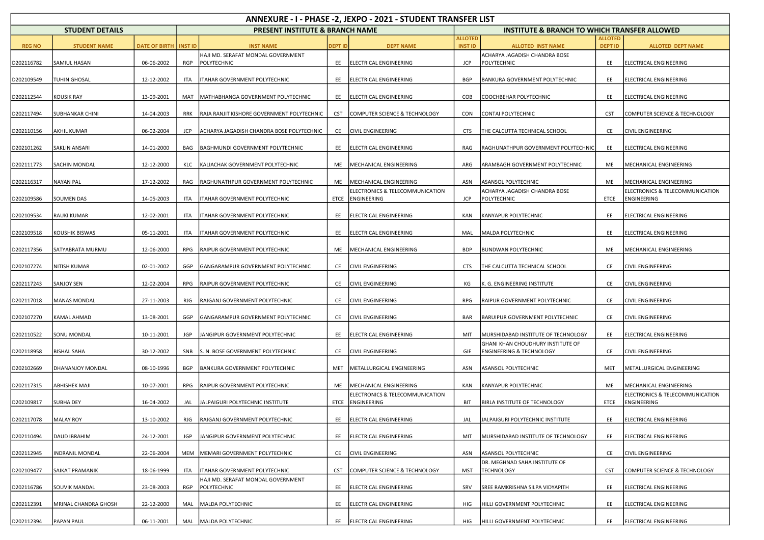# ANNEXURE - I - PHASE -2, JEXPO - 2021 - STUDENT TRANSFER LIST

| STUDENT DETAILS | | | PRESENT INSTITUTE & BRANCH NAME | | | | INSTITUTE & BRANCH TO WHICH TRANSFER ALLOWED | | | |
|---|---|---|---|---|---|---|---|---|---|---|
| REG NO | STUDENT NAME | DATE OF BIRTH | INST ID | INST NAME | DEPT ID | DEPT NAME | ALLOTED INST ID | ALLOTED INST NAME | ALLOTED DEPT ID | ALLOTED DEPT NAME |
| D202116782 | SAMIUL HASAN | 06-06-2002 | RGP | HAJI MD. SERAFAT MONDAL GOVERNMENT POLYTECHNIC | EE | ELECTRICAL ENGINEERING | JCP | ACHARYA JAGADISH CHANDRA BOSE POLYTECHNIC | EE | ELECTRICAL ENGINEERING |
| D202109549 | TUHIN GHOSAL | 12-12-2002 | ITA | ITAHAR GOVERNMENT POLYTECHNIC | EE | ELECTRICAL ENGINEERING | BGP | BANKURA GOVERNMENT POLYTECHNIC | EE | ELECTRICAL ENGINEERING |
| D202112544 | KOUSIK RAY | 13-09-2001 | MAT | MATHABHANGA GOVERNMENT POLYTECHNIC | EE | ELECTRICAL ENGINEERING | COB | COOCHBEHAR POLYTECHNIC | EE | ELECTRICAL ENGINEERING |
| D202117494 | SUBHANKAR CHINI | 14-04-2003 | RRK | RAJA RANJIT KISHORE GOVERNMENT POLYTECHNIC | CST | COMPUTER SCIENCE & TECHNOLOGY | CON | CONTAI POLYTECHNIC | CST | COMPUTER SCIENCE & TECHNOLOGY |
| D202110156 | AKHIL KUMAR | 06-02-2004 | JCP | ACHARYA JAGADISH CHANDRA BOSE POLYTECHNIC | CE | CIVIL ENGINEERING | CTS | THE CALCUTTA TECHNICAL SCHOOL | CE | CIVIL ENGINEERING |
| D202101262 | SAKLIN ANSARI | 14-01-2000 | BAG | BAGHMUNDI GOVERNMENT POLYTECHNIC | EE | ELECTRICAL ENGINEERING | RAG | RAGHUNATHPUR GOVERNMENT POLYTECHNIC | EE | ELECTRICAL ENGINEERING |
| D202111773 | SACHIN MONDAL | 12-12-2000 | KLC | KALIACHAK GOVERNMENT POLYTECHNIC | ME | MECHANICAL ENGINEERING | ARG | ARAMBAGH GOVERNMENT POLYTECHNIC | ME | MECHANICAL ENGINEERING |
| D202116317 | NAYAN PAL | 17-12-2002 | RAG | RAGHUNATHPUR GOVERNMENT POLYTECHNIC | ME | MECHANICAL ENGINEERING | ASN | ASANSOL POLYTECHNIC | ME | MECHANICAL ENGINEERING |
| D202109586 | SOUMEN DAS | 14-05-2003 | ITA | ITAHAR GOVERNMENT POLYTECHNIC | ETCE | ELECTRONICS & TELECOMMUNICATION ENGINEERING | JCP | ACHARYA JAGADISH CHANDRA BOSE POLYTECHNIC | ETCE | ELECTRONICS & TELECOMMUNICATION ENGINEERING |
| D202109534 | RAUKI KUMAR | 12-02-2001 | ITA | ITAHAR GOVERNMENT POLYTECHNIC | EE | ELECTRICAL ENGINEERING | KAN | KANYAPUR POLYTECHNIC | EE | ELECTRICAL ENGINEERING |
| D202109518 | KOUSHIK BISWAS | 05-11-2001 | ITA | ITAHAR GOVERNMENT POLYTECHNIC | EE | ELECTRICAL ENGINEERING | MAL | MALDA POLYTECHNIC | EE | ELECTRICAL ENGINEERING |
| D202117356 | SATYABRATA MURMU | 12-06-2000 | RPG | RAIPUR GOVERNMENT POLYTECHNIC | ME | MECHANICAL ENGINEERING | BDP | BUNDWAN POLYTECHNIC | ME | MECHANICAL ENGINEERING |
| D202107274 | NITISH KUMAR | 02-01-2002 | GGP | GANGARAMPUR GOVERNMENT POLYTECHNIC | CE | CIVIL ENGINEERING | CTS | THE CALCUTTA TECHNICAL SCHOOL | CE | CIVIL ENGINEERING |
| D202117243 | SANJOY SEN | 12-02-2004 | RPG | RAIPUR GOVERNMENT POLYTECHNIC | CE | CIVIL ENGINEERING | KG | K. G. ENGINEERING INSTITUTE | CE | CIVIL ENGINEERING |
| D202117018 | MANAS MONDAL | 27-11-2003 | RJG | RAJGANJ GOVERNMENT POLYTECHNIC | CE | CIVIL ENGINEERING | RPG | RAIPUR GOVERNMENT POLYTECHNIC | CE | CIVIL ENGINEERING |
| D202107270 | KAMAL AHMAD | 13-08-2001 | GGP | GANGARAMPUR GOVERNMENT POLYTECHNIC | CE | CIVIL ENGINEERING | BAR | BARUIPUR GOVERNMENT POLYTECHNIC | CE | CIVIL ENGINEERING |
| D202110522 | SONU MONDAL | 10-11-2001 | JGP | JANGIPUR GOVERNMENT POLYTECHNIC | EE | ELECTRICAL ENGINEERING | MIT | MURSHIDABAD INSTITUTE OF TECHNOLOGY | EE | ELECTRICAL ENGINEERING |
| D202118958 | BISHAL SAHA | 30-12-2002 | SNB | S. N. BOSE GOVERNMENT POLYTECHNIC | CE | CIVIL ENGINEERING | GIE | GHANI KHAN CHOUDHURY INSTITUTE OF ENGINEERING & TECHNOLOGY | CE | CIVIL ENGINEERING |
| D202102669 | DHANANJOY MONDAL | 08-10-1996 | BGP | BANKURA GOVERNMENT POLYTECHNIC | MET | METALLURGICAL ENGINEERING | ASN | ASANSOL POLYTECHNIC | MET | METALLURGICAL ENGINEERING |
| D202117315 | ABHISHEK MAJI | 10-07-2001 | RPG | RAIPUR GOVERNMENT POLYTECHNIC | ME | MECHANICAL ENGINEERING | KAN | KANYAPUR POLYTECHNIC | ME | MECHANICAL ENGINEERING |
| D202109817 | SUBHA DEY | 16-04-2002 | JAL | JALPAIGURI POLYTECHNIC INSTITUTE | ETCE | ELECTRONICS & TELECOMMUNICATION ENGINEERING | BIT | BIRLA INSTITUTE OF TECHNOLOGY | ETCE | ELECTRONICS & TELECOMMUNICATION ENGINEERING |
| D202117078 | MALAY ROY | 13-10-2002 | RJG | RAJGANJ GOVERNMENT POLYTECHNIC | EE | ELECTRICAL ENGINEERING | JAL | JALPAIGURI POLYTECHNIC INSTITUTE | EE | ELECTRICAL ENGINEERING |
| D202110494 | DAUD IBRAHIM | 24-12-2001 | JGP | JANGIPUR GOVERNMENT POLYTECHNIC | EE | ELECTRICAL ENGINEERING | MIT | MURSHIDABAD INSTITUTE OF TECHNOLOGY | EE | ELECTRICAL ENGINEERING |
| D202112945 | INDRANIL MONDAL | 22-06-2004 | MEM | MEMARI GOVERNMENT POLYTECHNIC | CE | CIVIL ENGINEERING | ASN | ASANSOL POLYTECHNIC | CE | CIVIL ENGINEERING |
| D202109477 | SAIKAT PRAMANIK | 18-06-1999 | ITA | ITAHAR GOVERNMENT POLYTECHNIC | CST | COMPUTER SCIENCE & TECHNOLOGY | MST | DR. MEGHNAD SAHA INSTITUTE OF TECHNOLOGY | CST | COMPUTER SCIENCE & TECHNOLOGY |
| D202116786 | SOUVIK MANDAL | 23-08-2003 | RGP | HAJI MD. SERAFAT MONDAL GOVERNMENT POLYTECHNIC | EE | ELECTRICAL ENGINEERING | SRV | SREE RAMKRISHNA SILPA VIDYAPITH | EE | ELECTRICAL ENGINEERING |
| D202112391 | MRINAL CHANDRA GHOSH | 22-12-2000 | MAL | MALDA POLYTECHNIC | EE | ELECTRICAL ENGINEERING | HIG | HILLI GOVERNMENT POLYTECHNIC | EE | ELECTRICAL ENGINEERING |
| D202112394 | PAPAN PAUL | 06-11-2001 | MAL | MALDA POLYTECHNIC | EE | ELECTRICAL ENGINEERING | HIG | HILLI GOVERNMENT POLYTECHNIC | EE | ELECTRICAL ENGINEERING |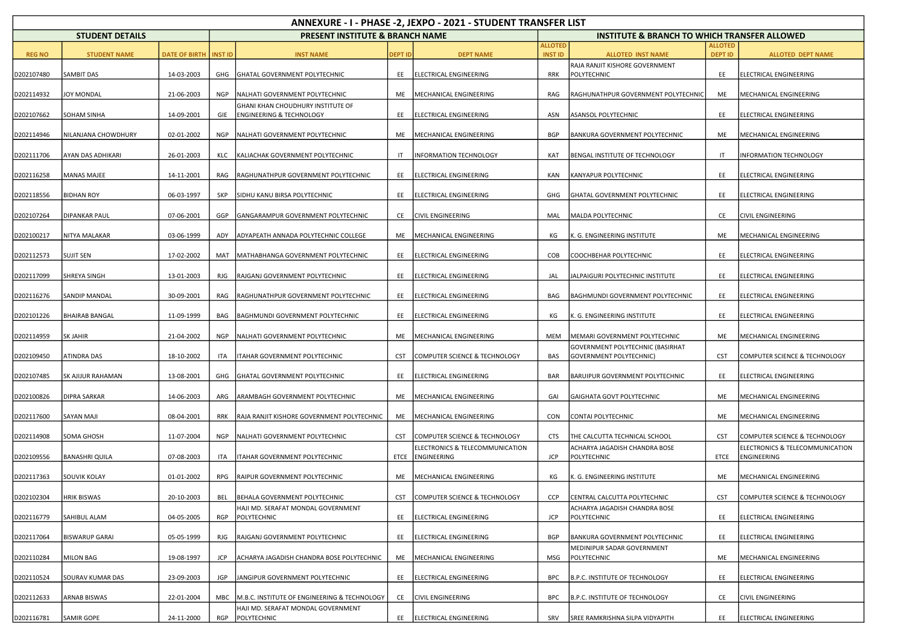# ANNEXURE - I - PHASE -2, JEXPO - 2021 - STUDENT TRANSFER LIST

| STUDENT DETAILS | | | PRESENT INSTITUTE & BRANCH NAME | | | | INSTITUTE & BRANCH TO WHICH TRANSFER ALLOWED | | | |
|---|---|---|---|---|---|---|---|---|---|---|
| REG NO | STUDENT NAME | DATE OF BIRTH | INST ID | INST NAME | DEPT ID | DEPT NAME | ALLOTED INST ID | ALLOTED INST NAME | ALLOTED DEPT ID | ALLOTED DEPT NAME |
| D202107480 | SAMBIT DAS | 14-03-2003 | GHG | GHATAL GOVERNMENT POLYTECHNIC | EE | ELECTRICAL ENGINEERING | RRK | RAJA RANJIT KISHORE GOVERNMENT POLYTECHNIC | EE | ELECTRICAL ENGINEERING |
| D202114932 | JOY MONDAL | 21-06-2003 | NGP | NALHATI GOVERNMENT POLYTECHNIC | ME | MECHANICAL ENGINEERING | RAG | RAGHUNATHPUR GOVERNMENT POLYTECHNIC | ME | MECHANICAL ENGINEERING |
| D202107662 | SOHAM SINHA | 14-09-2001 | GIE | GHANI KHAN CHOUDHURY INSTITUTE OF ENGINEERING & TECHNOLOGY | EE | ELECTRICAL ENGINEERING | ASN | ASANSOL POLYTECHNIC | EE | ELECTRICAL ENGINEERING |
| D202114946 | NILANJANA CHOWDHURY | 02-01-2002 | NGP | NALHATI GOVERNMENT POLYTECHNIC | ME | MECHANICAL ENGINEERING | BGP | BANKURA GOVERNMENT POLYTECHNIC | ME | MECHANICAL ENGINEERING |
| D202111706 | AYAN DAS ADHIKARI | 26-01-2003 | KLC | KALIACHAK GOVERNMENT POLYTECHNIC | IT | INFORMATION TECHNOLOGY | KAT | BENGAL INSTITUTE OF TECHNOLOGY | IT | INFORMATION TECHNOLOGY |
| D202116258 | MANAS MAJEE | 14-11-2001 | RAG | RAGHUNATHPUR GOVERNMENT POLYTECHNIC | EE | ELECTRICAL ENGINEERING | KAN | KANYAPUR POLYTECHNIC | EE | ELECTRICAL ENGINEERING |
| D202118556 | BIDHAN ROY | 06-03-1997 | SKP | SIDHU KANU BIRSA POLYTECHNIC | EE | ELECTRICAL ENGINEERING | GHG | GHATAL GOVERNMENT POLYTECHNIC | EE | ELECTRICAL ENGINEERING |
| D202107264 | DIPANKAR PAUL | 07-06-2001 | GGP | GANGARAMPUR GOVERNMENT POLYTECHNIC | CE | CIVIL ENGINEERING | MAL | MALDA POLYTECHNIC | CE | CIVIL ENGINEERING |
| D202100217 | NITYA MALAKAR | 03-06-1999 | ADY | ADYAPEATH ANNADA POLYTECHNIC COLLEGE | ME | MECHANICAL ENGINEERING | KG | K. G. ENGINEERING INSTITUTE | ME | MECHANICAL ENGINEERING |
| D202112573 | SUJIT SEN | 17-02-2002 | MAT | MATHABHANGA GOVERNMENT POLYTECHNIC | EE | ELECTRICAL ENGINEERING | COB | COOCHBEHAR POLYTECHNIC | EE | ELECTRICAL ENGINEERING |
| D202117099 | SHREYA SINGH | 13-01-2003 | RJG | RAJGANJ GOVERNMENT POLYTECHNIC | EE | ELECTRICAL ENGINEERING | JAL | JALPAIGURI POLYTECHNIC INSTITUTE | EE | ELECTRICAL ENGINEERING |
| D202116276 | SANDIP MANDAL | 30-09-2001 | RAG | RAGHUNATHPUR GOVERNMENT POLYTECHNIC | EE | ELECTRICAL ENGINEERING | BAG | BAGHMUNDI GOVERNMENT POLYTECHNIC | EE | ELECTRICAL ENGINEERING |
| D202101226 | BHAIRAB BANGAL | 11-09-1999 | BAG | BAGHMUNDI GOVERNMENT POLYTECHNIC | EE | ELECTRICAL ENGINEERING | KG | K. G. ENGINEERING INSTITUTE | EE | ELECTRICAL ENGINEERING |
| D202114959 | SK JAHIR | 21-04-2002 | NGP | NALHATI GOVERNMENT POLYTECHNIC | ME | MECHANICAL ENGINEERING | MEM | MEMARI GOVERNMENT POLYTECHNIC | ME | MECHANICAL ENGINEERING |
| D202109450 | ATINDRA DAS | 18-10-2002 | ITA | ITAHAR GOVERNMENT POLYTECHNIC | CST | COMPUTER SCIENCE & TECHNOLOGY | BAS | GOVERNMENT POLYTECHNIC (BASIRHAT GOVERNMENT POLYTECHNIC) | CST | COMPUTER SCIENCE & TECHNOLOGY |
| D202107485 | SK AIJUR RAHAMAN | 13-08-2001 | GHG | GHATAL GOVERNMENT POLYTECHNIC | EE | ELECTRICAL ENGINEERING | BAR | BARUIPUR GOVERNMENT POLYTECHNIC | EE | ELECTRICAL ENGINEERING |
| D202100826 | DIPRA SARKAR | 14-06-2003 | ARG | ARAMBAGH GOVERNMENT POLYTECHNIC | ME | MECHANICAL ENGINEERING | GAI | GAIGHATA GOVT POLYTECHNIC | ME | MECHANICAL ENGINEERING |
| D202117600 | SAYAN MAJI | 08-04-2001 | RRK | RAJA RANJIT KISHORE GOVERNMENT POLYTECHNIC | ME | MECHANICAL ENGINEERING | CON | CONTAI POLYTECHNIC | ME | MECHANICAL ENGINEERING |
| D202114908 | SOMA GHOSH | 11-07-2004 | NGP | NALHATI GOVERNMENT POLYTECHNIC | CST | COMPUTER SCIENCE & TECHNOLOGY | CTS | THE CALCUTTA TECHNICAL SCHOOL | CST | COMPUTER SCIENCE & TECHNOLOGY |
| D202109556 | BANASHRI QUILA | 07-08-2003 | ITA | ITAHAR GOVERNMENT POLYTECHNIC | ETCE | ELECTRONICS & TELECOMMUNICATION ENGINEERING | JCP | ACHARYA JAGADISH CHANDRA BOSE POLYTECHNIC | ETCE | ELECTRONICS & TELECOMMUNICATION ENGINEERING |
| D202117363 | SOUVIK KOLAY | 01-01-2002 | RPG | RAIPUR GOVERNMENT POLYTECHNIC | ME | MECHANICAL ENGINEERING | KG | K. G. ENGINEERING INSTITUTE | ME | MECHANICAL ENGINEERING |
| D202102304 | HRIK BISWAS | 20-10-2003 | BEL | BEHALA GOVERNMENT POLYTECHNIC | CST | COMPUTER SCIENCE & TECHNOLOGY | CCP | CENTRAL CALCUTTA POLYTECHNIC | CST | COMPUTER SCIENCE & TECHNOLOGY |
| D202116779 | SAHIBUL ALAM | 04-05-2005 | RGP | HAJI MD. SERAFAT MONDAL GOVERNMENT POLYTECHNIC | EE | ELECTRICAL ENGINEERING | JCP | ACHARYA JAGADISH CHANDRA BOSE POLYTECHNIC | EE | ELECTRICAL ENGINEERING |
| D202117064 | BISWARUP GARAI | 05-05-1999 | RJG | RAJGANJ GOVERNMENT POLYTECHNIC | EE | ELECTRICAL ENGINEERING | BGP | BANKURA GOVERNMENT POLYTECHNIC | EE | ELECTRICAL ENGINEERING |
| D202110284 | MILON BAG | 19-08-1997 | JCP | ACHARYA JAGADISH CHANDRA BOSE POLYTECHNIC | ME | MECHANICAL ENGINEERING | MSG | MEDINIPUR SADAR GOVERNMENT POLYTECHNIC | ME | MECHANICAL ENGINEERING |
| D202110524 | SOURAV KUMAR DAS | 23-09-2003 | JGP | JANGIPUR GOVERNMENT POLYTECHNIC | EE | ELECTRICAL ENGINEERING | BPC | B.P.C. INSTITUTE OF TECHNOLOGY | EE | ELECTRICAL ENGINEERING |
| D202112633 | ARNAB BISWAS | 22-01-2004 | MBC | M.B.C. INSTITUTE OF ENGINEERING & TECHNOLOGY | CE | CIVIL ENGINEERING | BPC | B.P.C. INSTITUTE OF TECHNOLOGY | CE | CIVIL ENGINEERING |
| D202116781 | SAMIR GOPE | 24-11-2000 | RGP | HAJI MD. SERAFAT MONDAL GOVERNMENT POLYTECHNIC | EE | ELECTRICAL ENGINEERING | SRV | SREE RAMKRISHNA SILPA VIDYAPITH | EE | ELECTRICAL ENGINEERING |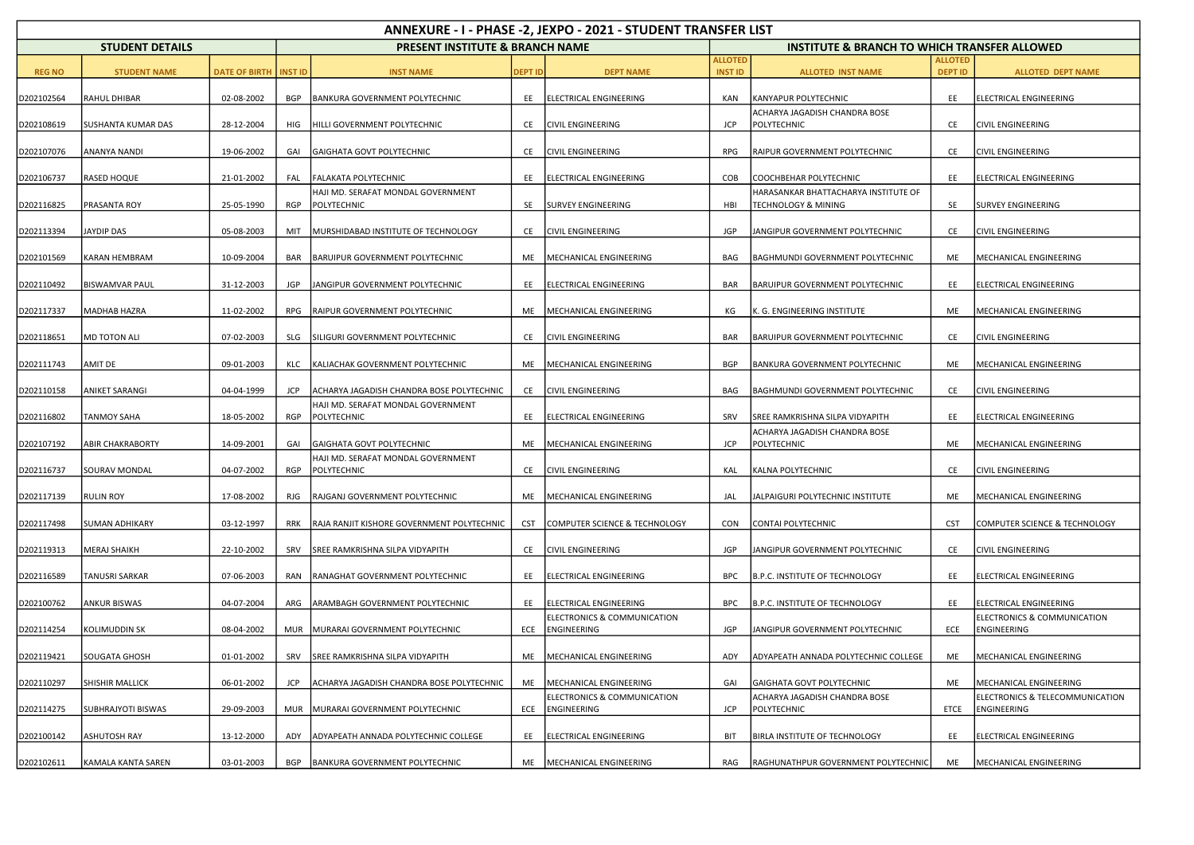# ANNEXURE - I - PHASE -2, JEXPO - 2021 - STUDENT TRANSFER LIST

| STUDENT DETAILS | | | PRESENT INSTITUTE & BRANCH NAME | | | | INSTITUTE & BRANCH TO WHICH TRANSFER ALLOWED | | | |
|---|---|---|---|---|---|---|---|---|---|---|
| REG NO | STUDENT NAME | DATE OF BIRTH | INST ID | INST NAME | DEPT ID | DEPT NAME | ALLOTED INST ID | ALLOTED INST NAME | ALLOTED DEPT ID | ALLOTED DEPT NAME |
| D202102564 | RAHUL DHIBAR | 02-08-2002 | BGP | BANKURA GOVERNMENT POLYTECHNIC | EE | ELECTRICAL ENGINEERING | KAN | KANYAPUR POLYTECHNIC | EE | ELECTRICAL ENGINEERING |
| D202108619 | SUSHANTA KUMAR DAS | 28-12-2004 | HIG | HILLI GOVERNMENT POLYTECHNIC | CE | CIVIL ENGINEERING | JCP | ACHARYA JAGADISH CHANDRA BOSE POLYTECHNIC | CE | CIVIL ENGINEERING |
| D202107076 | ANANYA NANDI | 19-06-2002 | GAI | GAIGHATA GOVT POLYTECHNIC | CE | CIVIL ENGINEERING | RPG | RAIPUR GOVERNMENT POLYTECHNIC | CE | CIVIL ENGINEERING |
| D202106737 | RASED HOQUE | 21-01-2002 | FAL | FALAKATA POLYTECHNIC | EE | ELECTRICAL ENGINEERING | COB | COOCHBEHAR POLYTECHNIC | EE | ELECTRICAL ENGINEERING |
| D202116825 | PRASANTA ROY | 25-05-1990 | RGP | HAJI MD. SERAFAT MONDAL GOVERNMENT POLYTECHNIC | SE | SURVEY ENGINEERING | HBI | HARASANKAR BHATTACHARYA INSTITUTE OF TECHNOLOGY & MINING | SE | SURVEY ENGINEERING |
| D202113394 | JAYDIP DAS | 05-08-2003 | MIT | MURSHIDABAD INSTITUTE OF TECHNOLOGY | CE | CIVIL ENGINEERING | JGP | JANGIPUR GOVERNMENT POLYTECHNIC | CE | CIVIL ENGINEERING |
| D202101569 | KARAN HEMBRAM | 10-09-2004 | BAR | BARUIPUR GOVERNMENT POLYTECHNIC | ME | MECHANICAL ENGINEERING | BAG | BAGHMUNDI GOVERNMENT POLYTECHNIC | ME | MECHANICAL ENGINEERING |
| D202110492 | BISWAMVAR PAUL | 31-12-2003 | JGP | JANGIPUR GOVERNMENT POLYTECHNIC | EE | ELECTRICAL ENGINEERING | BAR | BARUIPUR GOVERNMENT POLYTECHNIC | EE | ELECTRICAL ENGINEERING |
| D202117337 | MADHAB HAZRA | 11-02-2002 | RPG | RAIPUR GOVERNMENT POLYTECHNIC | ME | MECHANICAL ENGINEERING | KG | K. G. ENGINEERING INSTITUTE | ME | MECHANICAL ENGINEERING |
| D202118651 | MD TOTON ALI | 07-02-2003 | SLG | SILIGURI GOVERNMENT POLYTECHNIC | CE | CIVIL ENGINEERING | BAR | BARUIPUR GOVERNMENT POLYTECHNIC | CE | CIVIL ENGINEERING |
| D202111743 | AMIT DE | 09-01-2003 | KLC | KALIACHAK GOVERNMENT POLYTECHNIC | ME | MECHANICAL ENGINEERING | BGP | BANKURA GOVERNMENT POLYTECHNIC | ME | MECHANICAL ENGINEERING |
| D202110158 | ANIKET SARANGI | 04-04-1999 | JCP | ACHARYA JAGADISH CHANDRA BOSE POLYTECHNIC | CE | CIVIL ENGINEERING | BAG | BAGHMUNDI GOVERNMENT POLYTECHNIC | CE | CIVIL ENGINEERING |
| D202116802 | TANMOY SAHA | 18-05-2002 | RGP | HAJI MD. SERAFAT MONDAL GOVERNMENT POLYTECHNIC | EE | ELECTRICAL ENGINEERING | SRV | SREE RAMKRISHNA SILPA VIDYAPITH | EE | ELECTRICAL ENGINEERING |
| D202107192 | ABIR CHAKRABORTY | 14-09-2001 | GAI | GAIGHATA GOVT POLYTECHNIC | ME | MECHANICAL ENGINEERING | JCP | ACHARYA JAGADISH CHANDRA BOSE POLYTECHNIC | ME | MECHANICAL ENGINEERING |
| D202116737 | SOURAV MONDAL | 04-07-2002 | RGP | HAJI MD. SERAFAT MONDAL GOVERNMENT POLYTECHNIC | CE | CIVIL ENGINEERING | KAL | KALNA POLYTECHNIC | CE | CIVIL ENGINEERING |
| D202117139 | RULIN ROY | 17-08-2002 | RJG | RAIGANJ GOVERNMENT POLYTECHNIC | ME | MECHANICAL ENGINEERING | JAL | JALPAIGURI POLYTECHNIC INSTITUTE | ME | MECHANICAL ENGINEERING |
| D202117498 | SUMAN ADHIKARY | 03-12-1997 | RRK | RAJA RANJIT KISHORE GOVERNMENT POLYTECHNIC | CST | COMPUTER SCIENCE & TECHNOLOGY | CON | CONTAI POLYTECHNIC | CST | COMPUTER SCIENCE & TECHNOLOGY |
| D202119313 | MERAJ SHAIKH | 22-10-2002 | SRV | SREE RAMKRISHNA SILPA VIDYAPITH | CE | CIVIL ENGINEERING | JGP | JANGIPUR GOVERNMENT POLYTECHNIC | CE | CIVIL ENGINEERING |
| D202116589 | TANUSRI SARKAR | 07-06-2003 | RAN | RANAGHAT GOVERNMENT POLYTECHNIC | EE | ELECTRICAL ENGINEERING | BPC | B.P.C. INSTITUTE OF TECHNOLOGY | EE | ELECTRICAL ENGINEERING |
| D202100762 | ANKUR BISWAS | 04-07-2004 | ARG | ARAMBAGH GOVERNMENT POLYTECHNIC | EE | ELECTRICAL ENGINEERING | BPC | B.P.C. INSTITUTE OF TECHNOLOGY | EE | ELECTRICAL ENGINEERING |
| D202114254 | KOLIMUDDIN SK | 08-04-2002 | MUR | MURARAI GOVERNMENT POLYTECHNIC | ECE | ELECTRONICS & COMMUNICATION ENGINEERING | JGP | JANGIPUR GOVERNMENT POLYTECHNIC | ECE | ELECTRONICS & COMMUNICATION ENGINEERING |
| D202119421 | SOUGATA GHOSH | 01-01-2002 | SRV | SREE RAMKRISHNA SILPA VIDYAPITH | ME | MECHANICAL ENGINEERING | ADY | ADYAPEATH ANNADA POLYTECHNIC COLLEGE | ME | MECHANICAL ENGINEERING |
| D202110297 | SHISHIR MALLICK | 06-01-2002 | JCP | ACHARYA JAGADISH CHANDRA BOSE POLYTECHNIC | ME | MECHANICAL ENGINEERING | GAI | GAIGHATA GOVT POLYTECHNIC | ME | MECHANICAL ENGINEERING |
| D202114275 | SUBHRAJYOTI BISWAS | 29-09-2003 | MUR | MURARAI GOVERNMENT POLYTECHNIC | ECE | ELECTRONICS & COMMUNICATION ENGINEERING | JCP | ACHARYA JAGADISH CHANDRA BOSE POLYTECHNIC | ETCE | ELECTRONICS & TELECOMMUNICATION ENGINEERING |
| D202100142 | ASHUTOSH RAY | 13-12-2000 | ADY | ADYAPEATH ANNADA POLYTECHNIC COLLEGE | EE | ELECTRICAL ENGINEERING | BIT | BIRLA INSTITUTE OF TECHNOLOGY | EE | ELECTRICAL ENGINEERING |
| D202102611 | KAMALA KANTA SAREN | 03-01-2003 | BGP | BANKURA GOVERNMENT POLYTECHNIC | ME | MECHANICAL ENGINEERING | RAG | RAGHUNATHPUR GOVERNMENT POLYTECHNIC | ME | MECHANICAL ENGINEERING |